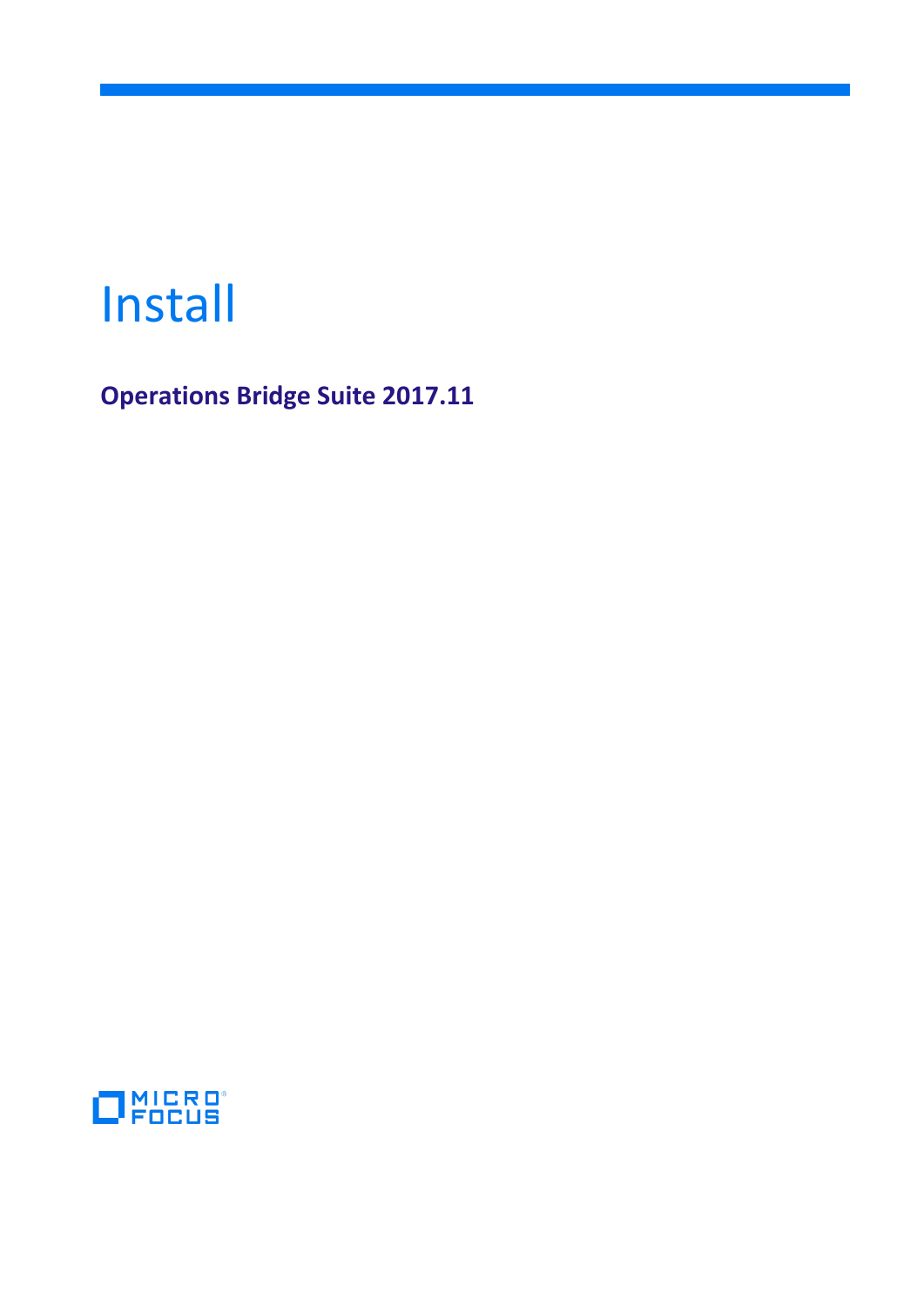# Install

**Operations Bridge Suite 2017.11**

MICRO FOCUS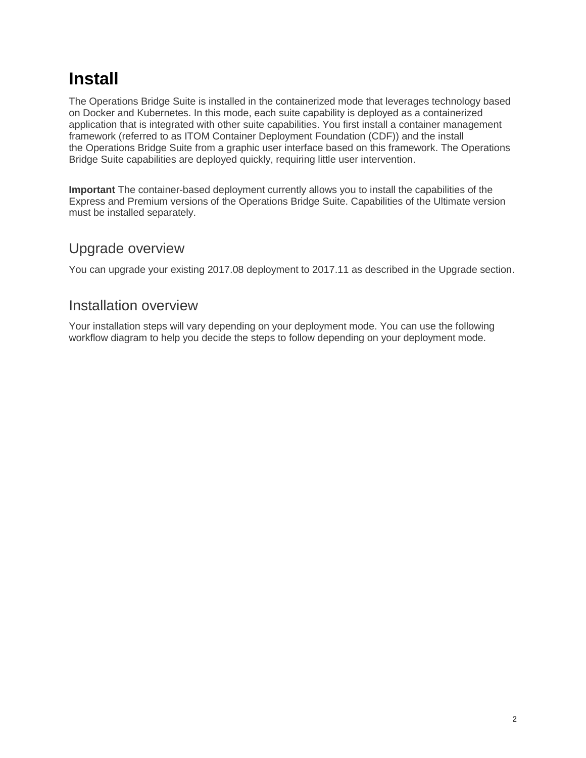# Install

The Operations Bridge Suite is installed in the containerized mode that leverages technology based on Docker and Kubernetes. In this mode, each suite capability is deployed as a containerized application that is integrated with other suite capabilities. You first install a container management framework (referred to as ITOM Container Deployment Foundation (CDF)) and the install the Operations Bridge Suite from a graphic user interface based on this framework. The Operations Bridge Suite capabilities are deployed quickly, requiring little user intervention.

**Important** The container-based deployment currently allows you to install the capabilities of the Express and Premium versions of the Operations Bridge Suite. Capabilities of the Ultimate version must be installed separately.

## Upgrade overview

You can upgrade your existing 2017.08 deployment to 2017.11 as described in the Upgrade section.

## Installation overview

Your installation steps will vary depending on your deployment mode. You can use the following workflow diagram to help you decide the steps to follow depending on your deployment mode.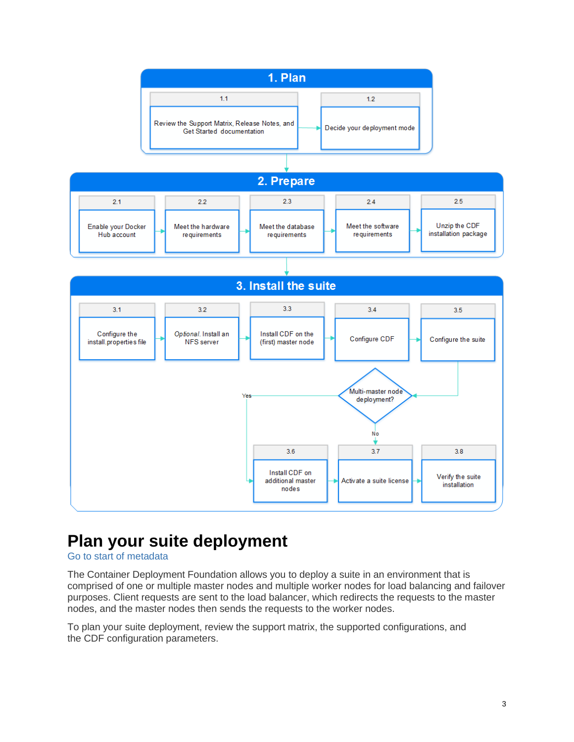**1. Plan**

- 1.1 Review the Support Matrix, Release Notes, and Get Started documentation
- 1.2 Decide your deployment mode

**2. Prepare**

- 2.1 Enable your Docker Hub account
- 2.2 Meet the hardware requirements
- 2.3 Meet the database requirements
- 2.4 Meet the software requirements
- 2.5 Unzip the CDF installation package

**3. Install the suite**

- 3.1 Configure the install.properties file
- 3.2 *Optional*. Install an NFS server
- 3.3 Install CDF on the (first) master node
- 3.4 Configure CDF
- 3.5 Configure the suite
- Multi-master node deployment?
  - Yes: 3.6 Install CDF on additional master nodes
  - No: 3.7 Activate a suite license
- 3.8 Verify the suite installation

# Plan your suite deployment

Go to start of metadata

The Container Deployment Foundation allows you to deploy a suite in an environment that is comprised of one or multiple master nodes and multiple worker nodes for load balancing and failover purposes. Client requests are sent to the load balancer, which redirects the requests to the master nodes, and the master nodes then sends the requests to the worker nodes.

To plan your suite deployment, review the support matrix, the supported configurations, and the CDF configuration parameters.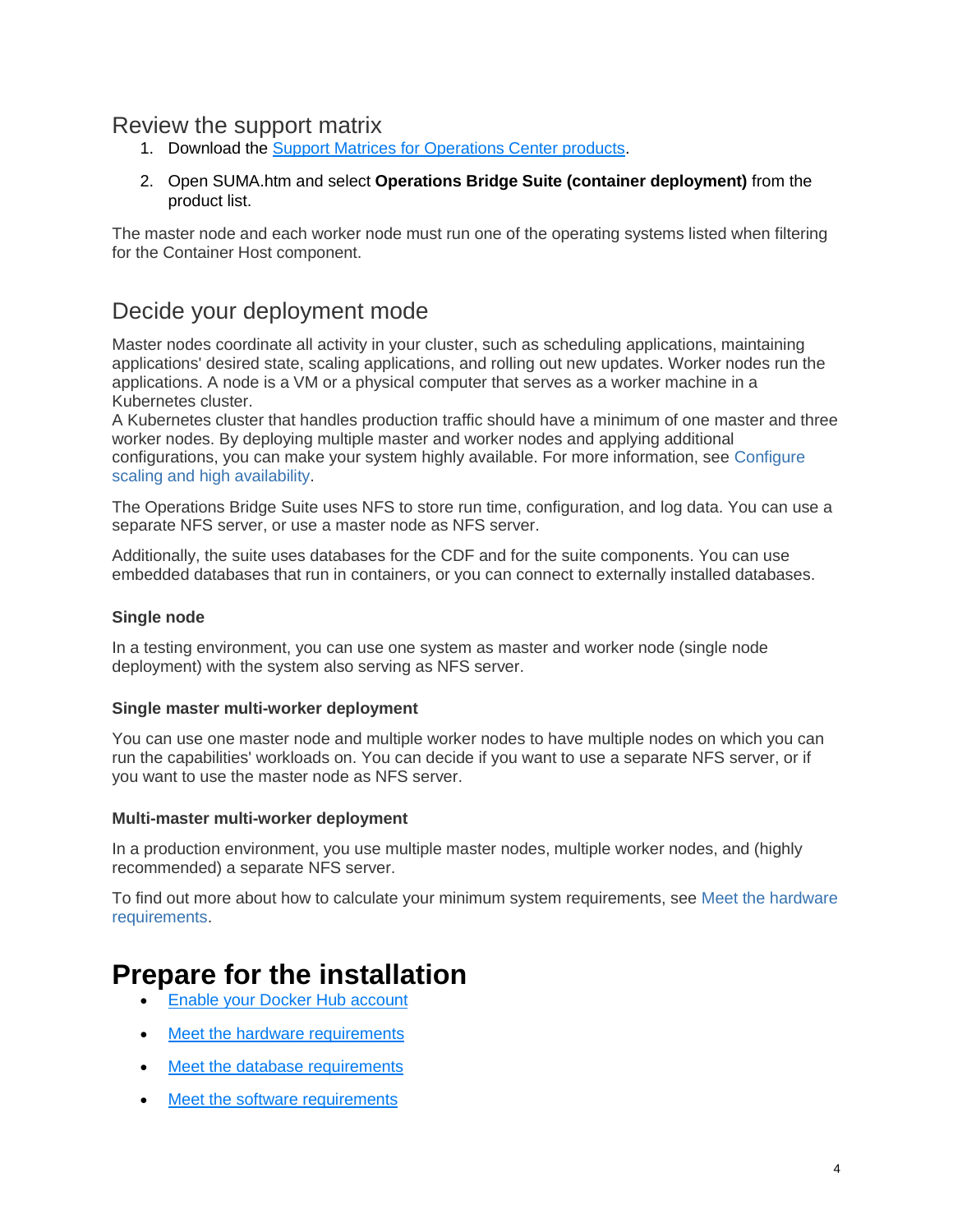## Review the support matrix

1. Download the [Support Matrices for Operations Center products](#).
2. Open SUMA.htm and select **Operations Bridge Suite (container deployment)** from the product list.

The master node and each worker node must run one of the operating systems listed when filtering for the Container Host component.

## Decide your deployment mode

Master nodes coordinate all activity in your cluster, such as scheduling applications, maintaining applications' desired state, scaling applications, and rolling out new updates. Worker nodes run the applications. A node is a VM or a physical computer that serves as a worker machine in a Kubernetes cluster.
A Kubernetes cluster that handles production traffic should have a minimum of one master and three worker nodes. By deploying multiple master and worker nodes and applying additional configurations, you can make your system highly available. For more information, see Configure scaling and high availability.

The Operations Bridge Suite uses NFS to store run time, configuration, and log data. You can use a separate NFS server, or use a master node as NFS server.

Additionally, the suite uses databases for the CDF and for the suite components. You can use embedded databases that run in containers, or you can connect to externally installed databases.

#### Single node

In a testing environment, you can use one system as master and worker node (single node deployment) with the system also serving as NFS server.

#### Single master multi-worker deployment

You can use one master node and multiple worker nodes to have multiple nodes on which you can run the capabilities' workloads on. You can decide if you want to use a separate NFS server, or if you want to use the master node as NFS server.

#### Multi-master multi-worker deployment

In a production environment, you use multiple master nodes, multiple worker nodes, and (highly recommended) a separate NFS server.

To find out more about how to calculate your minimum system requirements, see Meet the hardware requirements.

# Prepare for the installation

- [Enable your Docker Hub account](#)
- [Meet the hardware requirements](#)
- [Meet the database requirements](#)
- [Meet the software requirements](#)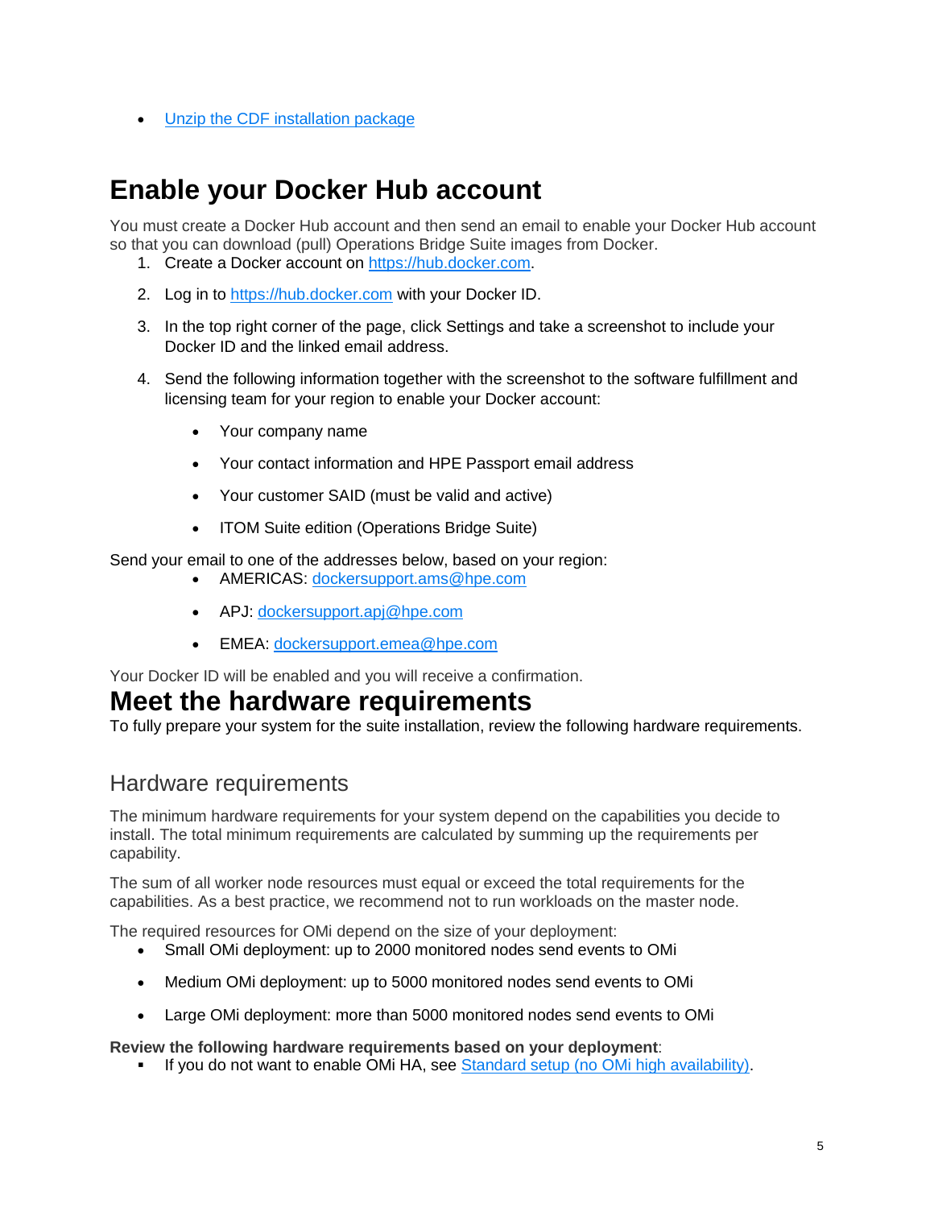- [Unzip the CDF installation package]()

# Enable your Docker Hub account

You must create a Docker Hub account and then send an email to enable your Docker Hub account so that you can download (pull) Operations Bridge Suite images from Docker.

1. Create a Docker account on [https://hub.docker.com](https://hub.docker.com).
2. Log in to [https://hub.docker.com](https://hub.docker.com) with your Docker ID.
3. In the top right corner of the page, click Settings and take a screenshot to include your Docker ID and the linked email address.
4. Send the following information together with the screenshot to the software fulfillment and licensing team for your region to enable your Docker account:
    - Your company name
    - Your contact information and HPE Passport email address
    - Your customer SAID (must be valid and active)
    - ITOM Suite edition (Operations Bridge Suite)

Send your email to one of the addresses below, based on your region:

- AMERICAS: [dockersupport.ams@hpe.com](mailto:dockersupport.ams@hpe.com)
- APJ: [dockersupport.apj@hpe.com](mailto:dockersupport.apj@hpe.com)
- EMEA: [dockersupport.emea@hpe.com](mailto:dockersupport.emea@hpe.com)

Your Docker ID will be enabled and you will receive a confirmation.

# Meet the hardware requirements

To fully prepare your system for the suite installation, review the following hardware requirements.

## Hardware requirements

The minimum hardware requirements for your system depend on the capabilities you decide to install. The total minimum requirements are calculated by summing up the requirements per capability.

The sum of all worker node resources must equal or exceed the total requirements for the capabilities. As a best practice, we recommend not to run workloads on the master node.

The required resources for OMi depend on the size of your deployment:

- Small OMi deployment: up to 2000 monitored nodes send events to OMi
- Medium OMi deployment: up to 5000 monitored nodes send events to OMi
- Large OMi deployment: more than 5000 monitored nodes send events to OMi

**Review the following hardware requirements based on your deployment**:

- If you do not want to enable OMi HA, see [Standard setup (no OMi high availability)]().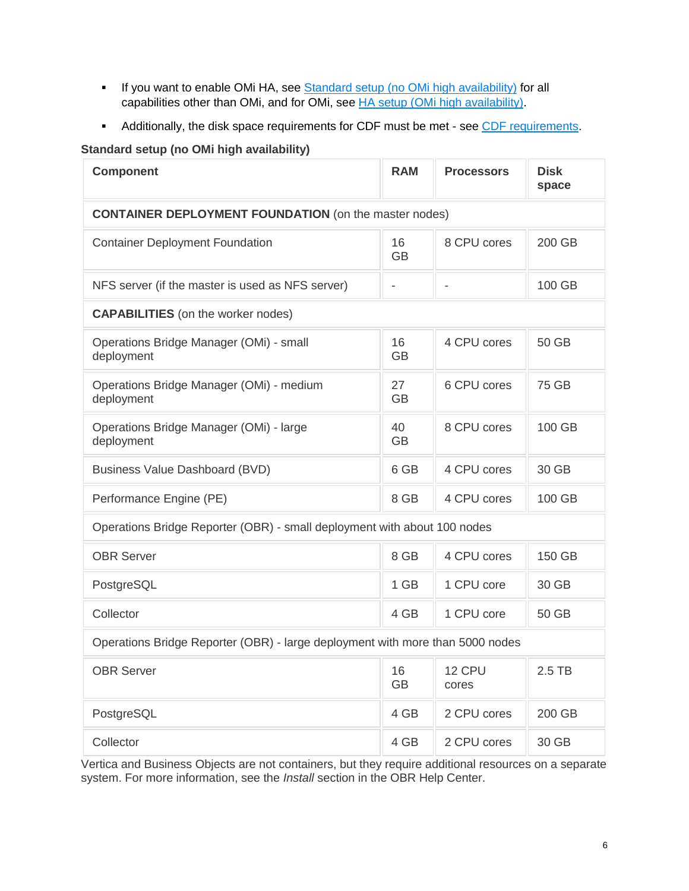- If you want to enable OMi HA, see Standard setup (no OMi high availability) for all capabilities other than OMi, and for OMi, see HA setup (OMi high availability).
- Additionally, the disk space requirements for CDF must be met - see CDF requirements.

**Standard setup (no OMi high availability)**

| Component | RAM | Processors | Disk space |
|---|---|---|---|
| **CONTAINER DEPLOYMENT FOUNDATION** (on the master nodes) | | | |
| Container Deployment Foundation | 16 GB | 8 CPU cores | 200 GB |
| NFS server (if the master is used as NFS server) | - | - | 100 GB |
| **CAPABILITIES** (on the worker nodes) | | | |
| Operations Bridge Manager (OMi) - small deployment | 16 GB | 4 CPU cores | 50 GB |
| Operations Bridge Manager (OMi) - medium deployment | 27 GB | 6 CPU cores | 75 GB |
| Operations Bridge Manager (OMi) - large deployment | 40 GB | 8 CPU cores | 100 GB |
| Business Value Dashboard (BVD) | 6 GB | 4 CPU cores | 30 GB |
| Performance Engine (PE) | 8 GB | 4 CPU cores | 100 GB |
| Operations Bridge Reporter (OBR) - small deployment with about 100 nodes | | | |
| OBR Server | 8 GB | 4 CPU cores | 150 GB |
| PostgreSQL | 1 GB | 1 CPU core | 30 GB |
| Collector | 4 GB | 1 CPU core | 50 GB |
| Operations Bridge Reporter (OBR) - large deployment with more than 5000 nodes | | | |
| OBR Server | 16 GB | 12 CPU cores | 2.5 TB |
| PostgreSQL | 4 GB | 2 CPU cores | 200 GB |
| Collector | 4 GB | 2 CPU cores | 30 GB |

Vertica and Business Objects are not containers, but they require additional resources on a separate system. For more information, see the *Install* section in the OBR Help Center.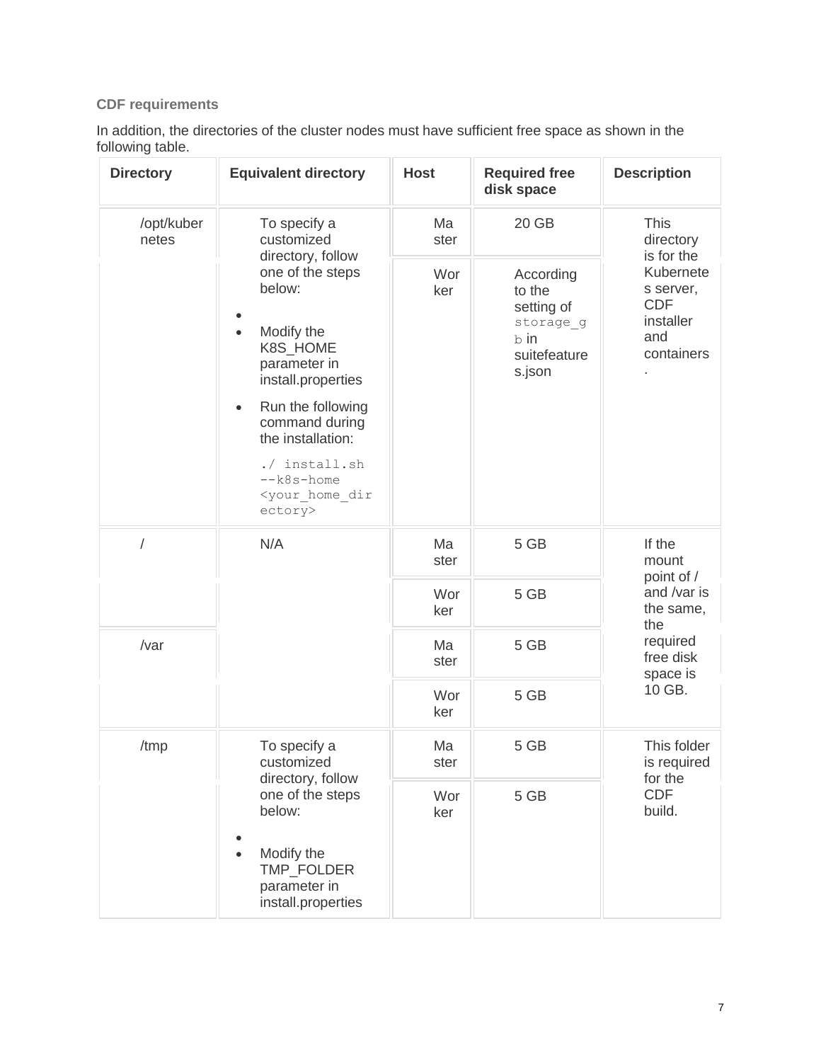### CDF requirements

In addition, the directories of the cluster nodes must have sufficient free space as shown in the following table.

| Directory | Equivalent directory | Host | Required free disk space | Description |
|---|---|---|---|---|
| /opt/kubernetes | To specify a customized directory, follow one of the steps below:<br>• Modify the K8S_HOME parameter in install.properties<br>• Run the following command during the installation:<br>`./ install.sh --k8s-home <your_home_directory>` | Master | 20 GB | This directory is for the Kubernetes server, CDF installer and containers. |
| | | Worker | According to the setting of `storage_gb` in suitefeatures.json | |
| / | N/A | Master | 5 GB | If the mount point of / and /var is the same, the required free disk space is 10 GB. |
| | | Worker | 5 GB | |
| /var | | Master | 5 GB | |
| | | Worker | 5 GB | |
| /tmp | To specify a customized directory, follow one of the steps below:<br>• Modify the TMP_FOLDER parameter in install.properties | Master | 5 GB | This folder is required for the CDF build. |
| | | Worker | 5 GB | |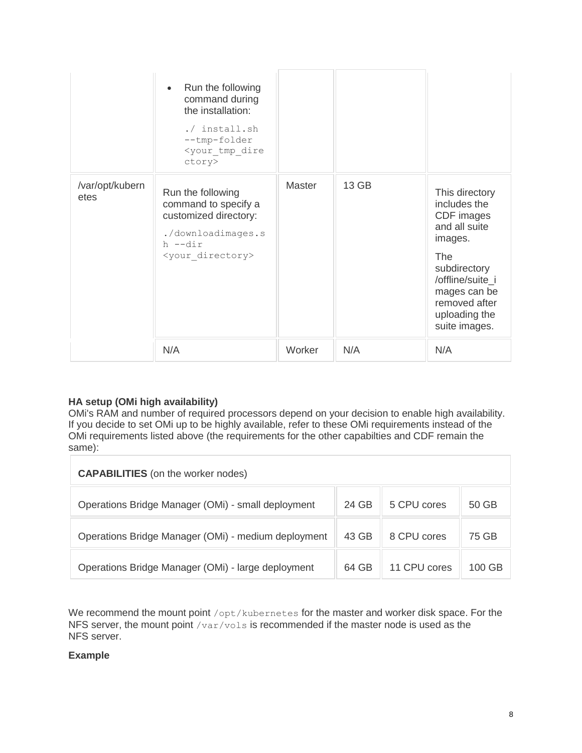| | | | | |
|---|---|---|---|---|
| | • Run the following command during the installation:<br>`./ install.sh --tmp-folder <your_tmp_directory>` | | | |
| /var/opt/kubernetes | Run the following command to specify a customized directory:<br>`./downloadimages.sh --dir <your_directory>` | Master | 13 GB | This directory includes the CDF images and all suite images.<br>The subdirectory /offline/suite_images can be removed after uploading the suite images. |
| | N/A | Worker | N/A | N/A |

**HA setup (OMi high availability)**
OMi's RAM and number of required processors depend on your decision to enable high availability. If you decide to set OMi up to be highly available, refer to these OMi requirements instead of the OMi requirements listed above (the requirements for the other capabilties and CDF remain the same):

| **CAPABILITIES** (on the worker nodes) | | | |
|---|---|---|---|
| Operations Bridge Manager (OMi) - small deployment | 24 GB | 5 CPU cores | 50 GB |
| Operations Bridge Manager (OMi) - medium deployment | 43 GB | 8 CPU cores | 75 GB |
| Operations Bridge Manager (OMi) - large deployment | 64 GB | 11 CPU cores | 100 GB |

We recommend the mount point `/opt/kubernetes` for the master and worker disk space. For the NFS server, the mount point `/var/vols` is recommended if the master node is used as the NFS server.

**Example**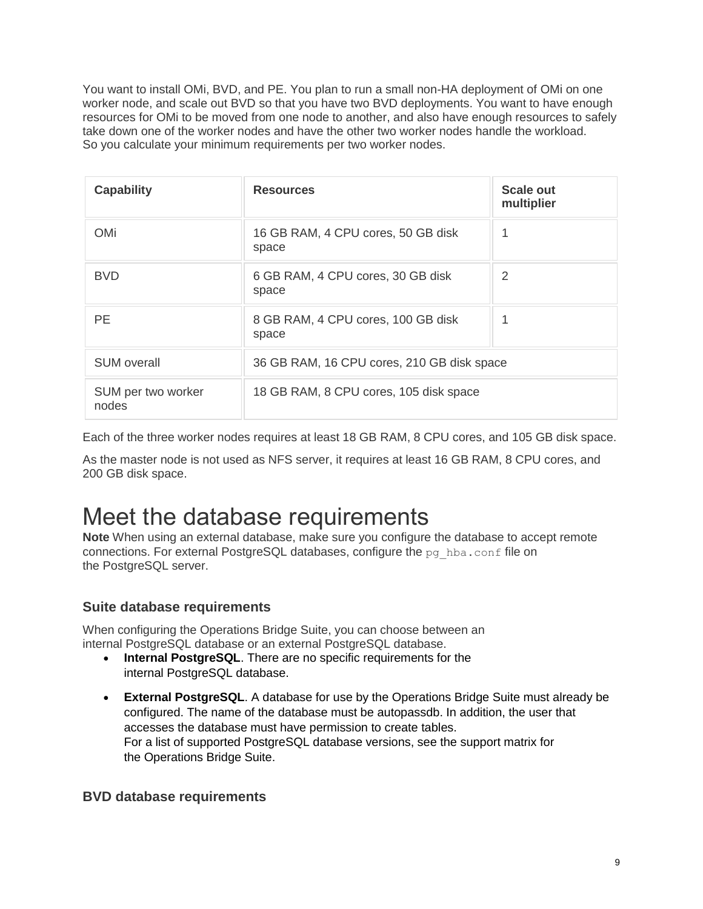You want to install OMi, BVD, and PE. You plan to run a small non-HA deployment of OMi on one worker node, and scale out BVD so that you have two BVD deployments. You want to have enough resources for OMi to be moved from one node to another, and also have enough resources to safely take down one of the worker nodes and have the other two worker nodes handle the workload. So you calculate your minimum requirements per two worker nodes.

| Capability | Resources | Scale out multiplier |
| --- | --- | --- |
| OMi | 16 GB RAM, 4 CPU cores, 50 GB disk space | 1 |
| BVD | 6 GB RAM, 4 CPU cores, 30 GB disk space | 2 |
| PE | 8 GB RAM, 4 CPU cores, 100 GB disk space | 1 |
| SUM overall | 36 GB RAM, 16 CPU cores, 210 GB disk space | |
| SUM per two worker nodes | 18 GB RAM, 8 CPU cores, 105 disk space | |

Each of the three worker nodes requires at least 18 GB RAM, 8 CPU cores, and 105 GB disk space.

As the master node is not used as NFS server, it requires at least 16 GB RAM, 8 CPU cores, and 200 GB disk space.

# Meet the database requirements

**Note** When using an external database, make sure you configure the database to accept remote connections. For external PostgreSQL databases, configure the `pg_hba.conf` file on the PostgreSQL server.

### Suite database requirements

When configuring the Operations Bridge Suite, you can choose between an internal PostgreSQL database or an external PostgreSQL database.

- **Internal PostgreSQL**. There are no specific requirements for the internal PostgreSQL database.
- **External PostgreSQL**. A database for use by the Operations Bridge Suite must already be configured. The name of the database must be autopassdb. In addition, the user that accesses the database must have permission to create tables.
  For a list of supported PostgreSQL database versions, see the support matrix for the Operations Bridge Suite.

### BVD database requirements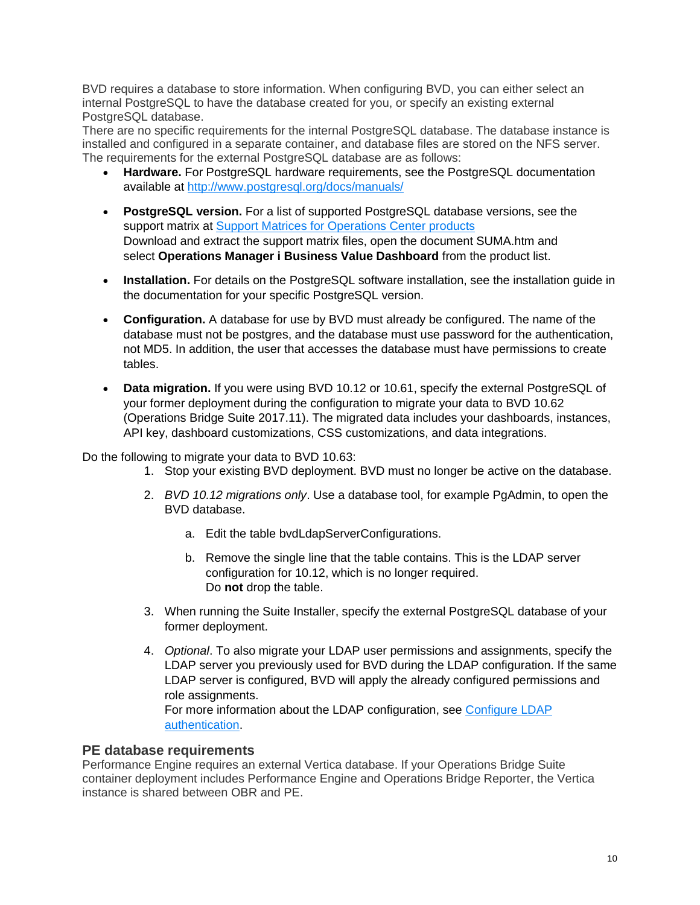BVD requires a database to store information. When configuring BVD, you can either select an internal PostgreSQL to have the database created for you, or specify an existing external PostgreSQL database.
There are no specific requirements for the internal PostgreSQL database. The database instance is installed and configured in a separate container, and database files are stored on the NFS server.
The requirements for the external PostgreSQL database are as follows:

- **Hardware.** For PostgreSQL hardware requirements, see the PostgreSQL documentation available at [http://www.postgresql.org/docs/manuals/](http://www.postgresql.org/docs/manuals/)
- **PostgreSQL version.** For a list of supported PostgreSQL database versions, see the support matrix at [Support Matrices for Operations Center products](#)
  Download and extract the support matrix files, open the document SUMA.htm and select **Operations Manager i Business Value Dashboard** from the product list.
- **Installation.** For details on the PostgreSQL software installation, see the installation guide in the documentation for your specific PostgreSQL version.
- **Configuration.** A database for use by BVD must already be configured. The name of the database must not be postgres, and the database must use password for the authentication, not MD5. In addition, the user that accesses the database must have permissions to create tables.
- **Data migration.** If you were using BVD 10.12 or 10.61, specify the external PostgreSQL of your former deployment during the configuration to migrate your data to BVD 10.62 (Operations Bridge Suite 2017.11). The migrated data includes your dashboards, instances, API key, dashboard customizations, CSS customizations, and data integrations.

Do the following to migrate your data to BVD 10.63:

1. Stop your existing BVD deployment. BVD must no longer be active on the database.
2. *BVD 10.12 migrations only*. Use a database tool, for example PgAdmin, to open the BVD database.
   a. Edit the table bvdLdapServerConfigurations.
   b. Remove the single line that the table contains. This is the LDAP server configuration for 10.12, which is no longer required.
   Do **not** drop the table.
3. When running the Suite Installer, specify the external PostgreSQL database of your former deployment.
4. *Optional*. To also migrate your LDAP user permissions and assignments, specify the LDAP server you previously used for BVD during the LDAP configuration. If the same LDAP server is configured, BVD will apply the already configured permissions and role assignments.
   For more information about the LDAP configuration, see [Configure LDAP authentication](#).

## PE database requirements

Performance Engine requires an external Vertica database. If your Operations Bridge Suite container deployment includes Performance Engine and Operations Bridge Reporter, the Vertica instance is shared between OBR and PE.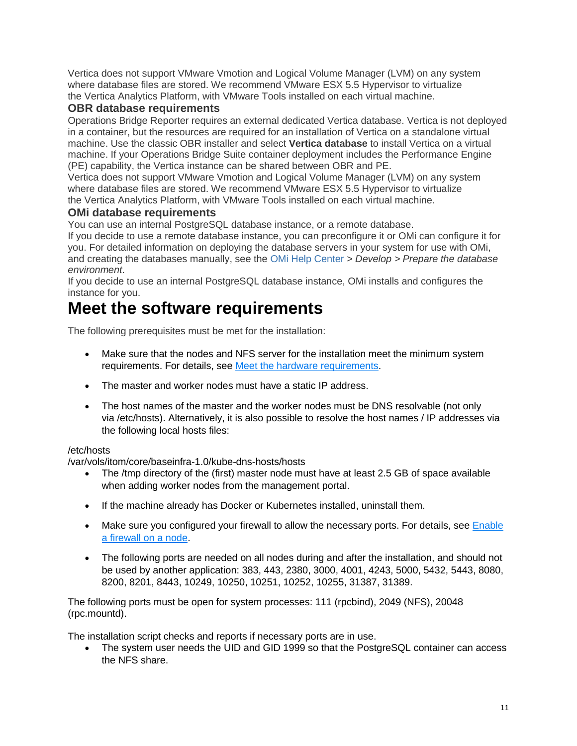Vertica does not support VMware Vmotion and Logical Volume Manager (LVM) on any system where database files are stored. We recommend VMware ESX 5.5 Hypervisor to virtualize the Vertica Analytics Platform, with VMware Tools installed on each virtual machine.

### OBR database requirements

Operations Bridge Reporter requires an external dedicated Vertica database. Vertica is not deployed in a container, but the resources are required for an installation of Vertica on a standalone virtual machine. Use the classic OBR installer and select **Vertica database** to install Vertica on a virtual machine. If your Operations Bridge Suite container deployment includes the Performance Engine (PE) capability, the Vertica instance can be shared between OBR and PE.

Vertica does not support VMware Vmotion and Logical Volume Manager (LVM) on any system where database files are stored. We recommend VMware ESX 5.5 Hypervisor to virtualize the Vertica Analytics Platform, with VMware Tools installed on each virtual machine.

### OMi database requirements

You can use an internal PostgreSQL database instance, or a remote database.

If you decide to use a remote database instance, you can preconfigure it or OMi can configure it for you. For detailed information on deploying the database servers in your system for use with OMi, and creating the databases manually, see the OMi Help Center > *Develop* > *Prepare the database environment*.

If you decide to use an internal PostgreSQL database instance, OMi installs and configures the instance for you.

# Meet the software requirements

The following prerequisites must be met for the installation:

- Make sure that the nodes and NFS server for the installation meet the minimum system requirements. For details, see Meet the hardware requirements.
- The master and worker nodes must have a static IP address.
- The host names of the master and the worker nodes must be DNS resolvable (not only via /etc/hosts). Alternatively, it is also possible to resolve the host names / IP addresses via the following local hosts files:

/etc/hosts
/var/vols/itom/core/baseinfra-1.0/kube-dns-hosts/hosts

- The /tmp directory of the (first) master node must have at least 2.5 GB of space available when adding worker nodes from the management portal.
- If the machine already has Docker or Kubernetes installed, uninstall them.
- Make sure you configured your firewall to allow the necessary ports. For details, see Enable a firewall on a node.
- The following ports are needed on all nodes during and after the installation, and should not be used by another application: 383, 443, 2380, 3000, 4001, 4243, 5000, 5432, 5443, 8080, 8200, 8201, 8443, 10249, 10250, 10251, 10252, 10255, 31387, 31389.

The following ports must be open for system processes: 111 (rpcbind), 2049 (NFS), 20048 (rpc.mountd).

The installation script checks and reports if necessary ports are in use.

- The system user needs the UID and GID 1999 so that the PostgreSQL container can access the NFS share.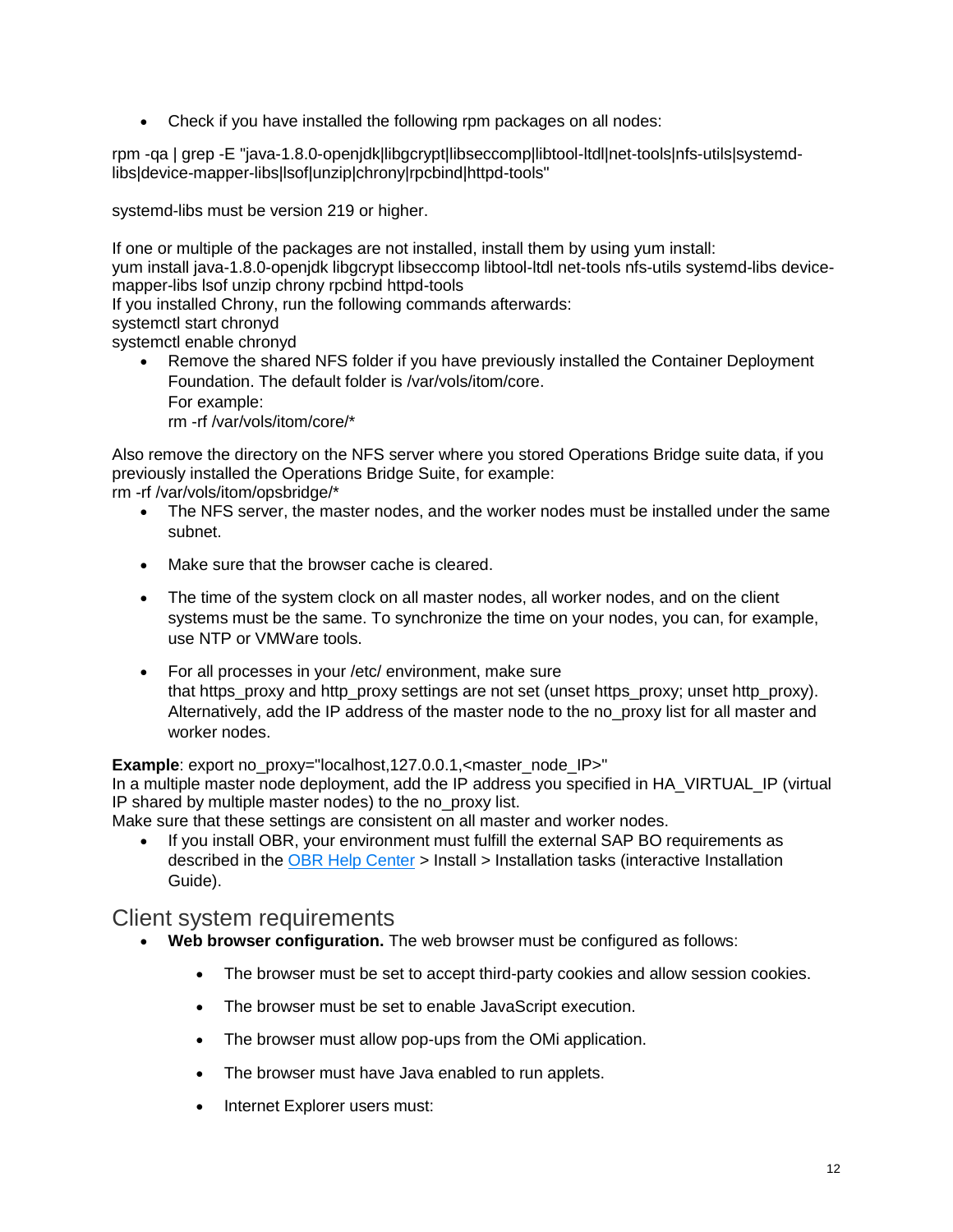- Check if you have installed the following rpm packages on all nodes:

rpm -qa | grep -E "java-1.8.0-openjdk|libgcrypt|libseccomp|libtool-ltdl|net-tools|nfs-utils|systemd-libs|device-mapper-libs|lsof|unzip|chrony|rpcbind|httpd-tools"

systemd-libs must be version 219 or higher.

If one or multiple of the packages are not installed, install them by using yum install:
yum install java-1.8.0-openjdk libgcrypt libseccomp libtool-ltdl net-tools nfs-utils systemd-libs device-mapper-libs lsof unzip chrony rpcbind httpd-tools
If you installed Chrony, run the following commands afterwards:
systemctl start chronyd
systemctl enable chronyd

- Remove the shared NFS folder if you have previously installed the Container Deployment Foundation. The default folder is /var/vols/itom/core.
  For example:
  rm -rf /var/vols/itom/core/*

Also remove the directory on the NFS server where you stored Operations Bridge suite data, if you previously installed the Operations Bridge Suite, for example:
rm -rf /var/vols/itom/opsbridge/*

- The NFS server, the master nodes, and the worker nodes must be installed under the same subnet.
- Make sure that the browser cache is cleared.
- The time of the system clock on all master nodes, all worker nodes, and on the client systems must be the same. To synchronize the time on your nodes, you can, for example, use NTP or VMWare tools.
- For all processes in your /etc/ environment, make sure that https_proxy and http_proxy settings are not set (unset https_proxy; unset http_proxy). Alternatively, add the IP address of the master node to the no_proxy list for all master and worker nodes.

**Example**: export no_proxy="localhost,127.0.0.1,<master_node_IP>"
In a multiple master node deployment, add the IP address you specified in HA_VIRTUAL_IP (virtual IP shared by multiple master nodes) to the no_proxy list.
Make sure that these settings are consistent on all master and worker nodes.

- If you install OBR, your environment must fulfill the external SAP BO requirements as described in the OBR Help Center > Install > Installation tasks (interactive Installation Guide).

## Client system requirements

- **Web browser configuration.** The web browser must be configured as follows:
  - The browser must be set to accept third-party cookies and allow session cookies.
  - The browser must be set to enable JavaScript execution.
  - The browser must allow pop-ups from the OMi application.
  - The browser must have Java enabled to run applets.
  - Internet Explorer users must: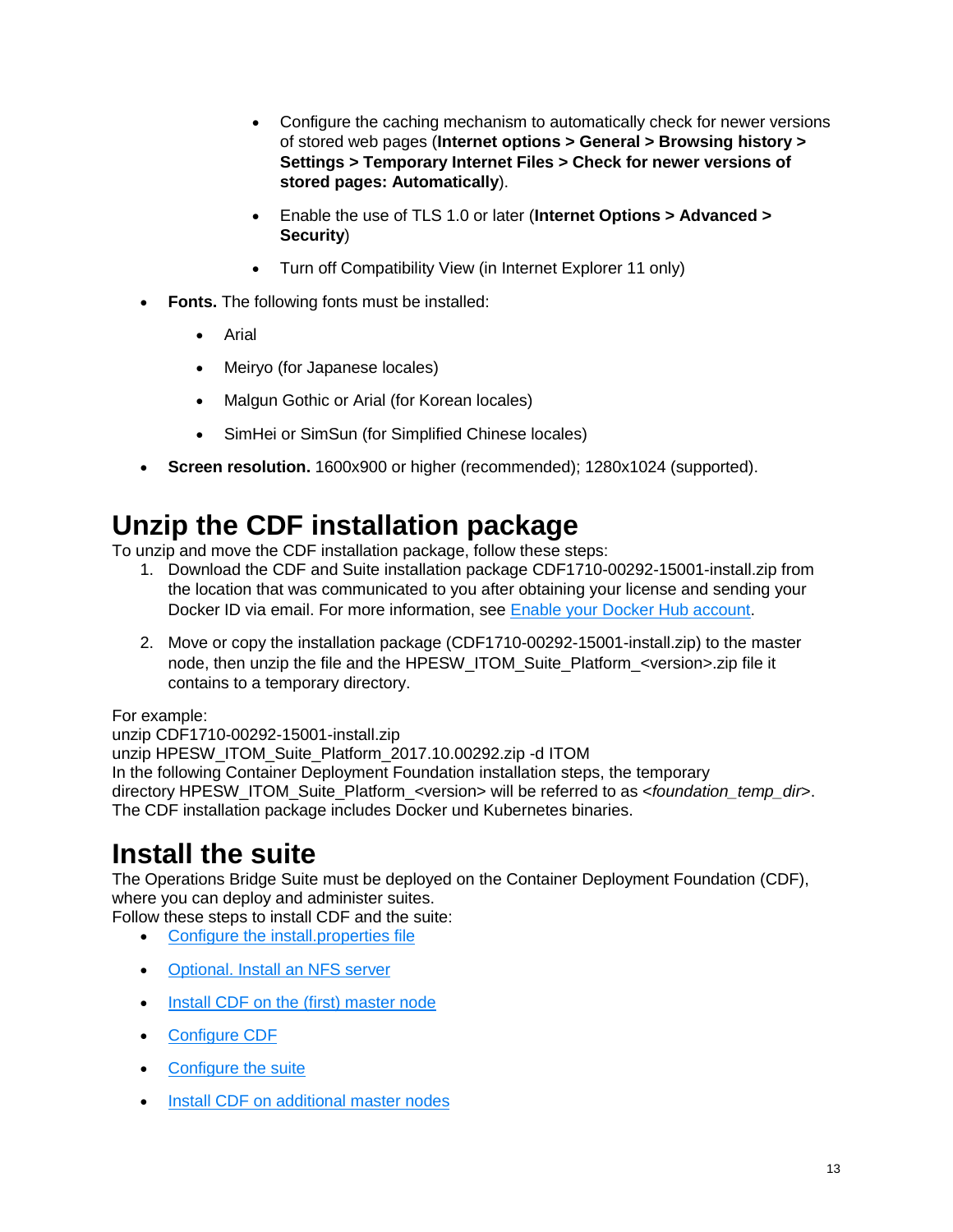- Configure the caching mechanism to automatically check for newer versions of stored web pages (**Internet options > General > Browsing history > Settings > Temporary Internet Files > Check for newer versions of stored pages: Automatically**).
    - Enable the use of TLS 1.0 or later (**Internet Options > Advanced > Security**)
    - Turn off Compatibility View (in Internet Explorer 11 only)

- **Fonts.** The following fonts must be installed:
    - Arial
    - Meiryo (for Japanese locales)
    - Malgun Gothic or Arial (for Korean locales)
    - SimHei or SimSun (for Simplified Chinese locales)
- **Screen resolution.** 1600x900 or higher (recommended); 1280x1024 (supported).

# Unzip the CDF installation package

To unzip and move the CDF installation package, follow these steps:

1. Download the CDF and Suite installation package CDF1710-00292-15001-install.zip from the location that was communicated to you after obtaining your license and sending your Docker ID via email. For more information, see Enable your Docker Hub account.
2. Move or copy the installation package (CDF1710-00292-15001-install.zip) to the master node, then unzip the file and the HPESW_ITOM_Suite_Platform_<version>.zip file it contains to a temporary directory.

For example:
unzip CDF1710-00292-15001-install.zip
unzip HPESW_ITOM_Suite_Platform_2017.10.00292.zip -d ITOM
In the following Container Deployment Foundation installation steps, the temporary directory HPESW_ITOM_Suite_Platform_<version> will be referred to as *<foundation_temp_dir>*.
The CDF installation package includes Docker und Kubernetes binaries.

# Install the suite

The Operations Bridge Suite must be deployed on the Container Deployment Foundation (CDF), where you can deploy and administer suites.
Follow these steps to install CDF and the suite:

- Configure the install.properties file
- Optional. Install an NFS server
- Install CDF on the (first) master node
- Configure CDF
- Configure the suite
- Install CDF on additional master nodes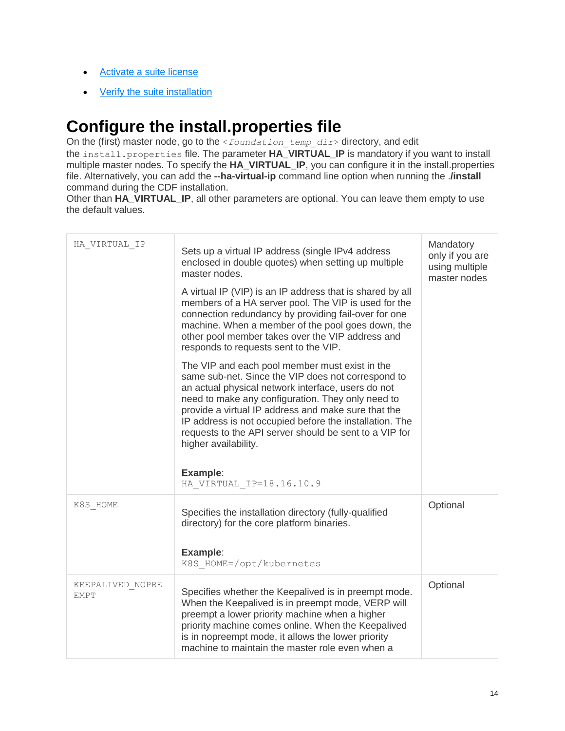- [Activate a suite license]()
- [Verify the suite installation]()

# Configure the install.properties file

On the (first) master node, go to the `<foundation_temp_dir>` directory, and edit the `install.properties` file. The parameter **HA_VIRTUAL_IP** is mandatory if you want to install multiple master nodes. To specify the **HA_VIRTUAL_IP**, you can configure it in the install.properties file. Alternatively, you can add the **--ha-virtual-ip** command line option when running the **./install** command during the CDF installation.

Other than **HA_VIRTUAL_IP**, all other parameters are optional. You can leave them empty to use the default values.

| | | |
|---|---|---|
| `HA_VIRTUAL_IP` | Sets up a virtual IP address (single IPv4 address enclosed in double quotes) when setting up multiple master nodes.<br><br>A virtual IP (VIP) is an IP address that is shared by all members of a HA server pool. The VIP is used for the connection redundancy by providing fail-over for one machine. When a member of the pool goes down, the other pool member takes over the VIP address and responds to requests sent to the VIP.<br><br>The VIP and each pool member must exist in the same sub-net. Since the VIP does not correspond to an actual physical network interface, users do not need to make any configuration. They only need to provide a virtual IP address and make sure that the IP address is not occupied before the installation. The requests to the API server should be sent to a VIP for higher availability.<br><br>**Example**:<br>`HA_VIRTUAL_IP=18.16.10.9` | Mandatory only if you are using multiple master nodes |
| `K8S_HOME` | Specifies the installation directory (fully-qualified directory) for the core platform binaries.<br><br>**Example**:<br>`K8S_HOME=/opt/kubernetes` | Optional |
| `KEEPALIVED_NOPREEMPT` | Specifies whether the Keepalived is in preempt mode. When the Keepalived is in preempt mode, VERP will preempt a lower priority machine when a higher priority machine comes online. When the Keepalived is in nopreempt mode, it allows the lower priority machine to maintain the master role even when a | Optional |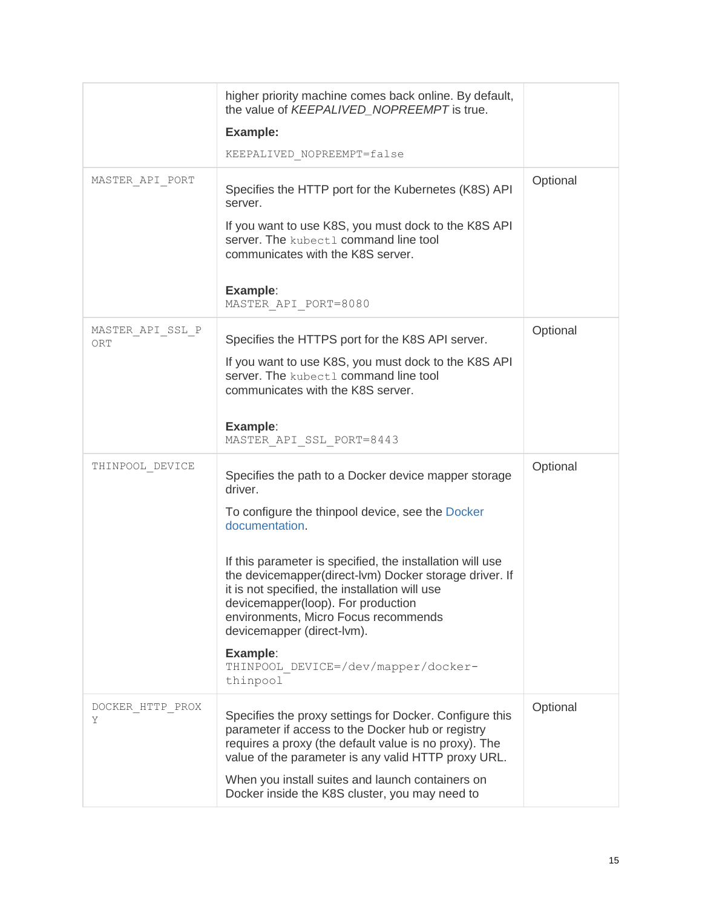| | | |
|---|---|---|
| | higher priority machine comes back online. By default, the value of *KEEPALIVED_NOPREEMPT* is true.<br><br>**Example:**<br><br>`KEEPALIVED_NOPREEMPT=false` | |
| `MASTER_API_PORT` | Specifies the HTTP port for the Kubernetes (K8S) API server.<br><br>If you want to use K8S, you must dock to the K8S API server. The `kubectl` command line tool communicates with the K8S server.<br><br>**Example**:<br>`MASTER_API_PORT=8080` | Optional |
| `MASTER_API_SSL_PORT` | Specifies the HTTPS port for the K8S API server.<br><br>If you want to use K8S, you must dock to the K8S API server. The `kubectl` command line tool communicates with the K8S server.<br><br>**Example**:<br>`MASTER_API_SSL_PORT=8443` | Optional |
| `THINPOOL_DEVICE` | Specifies the path to a Docker device mapper storage driver.<br><br>To configure the thinpool device, see the Docker documentation.<br><br>If this parameter is specified, the installation will use the devicemapper(direct-lvm) Docker storage driver. If it is not specified, the installation will use devicemapper(loop). For production environments, Micro Focus recommends devicemapper (direct-lvm).<br><br>**Example**:<br>`THINPOOL_DEVICE=/dev/mapper/docker-thinpool` | Optional |
| `DOCKER_HTTP_PROXY` | Specifies the proxy settings for Docker. Configure this parameter if access to the Docker hub or registry requires a proxy (the default value is no proxy). The value of the parameter is any valid HTTP proxy URL.<br><br>When you install suites and launch containers on Docker inside the K8S cluster, you may need to | Optional |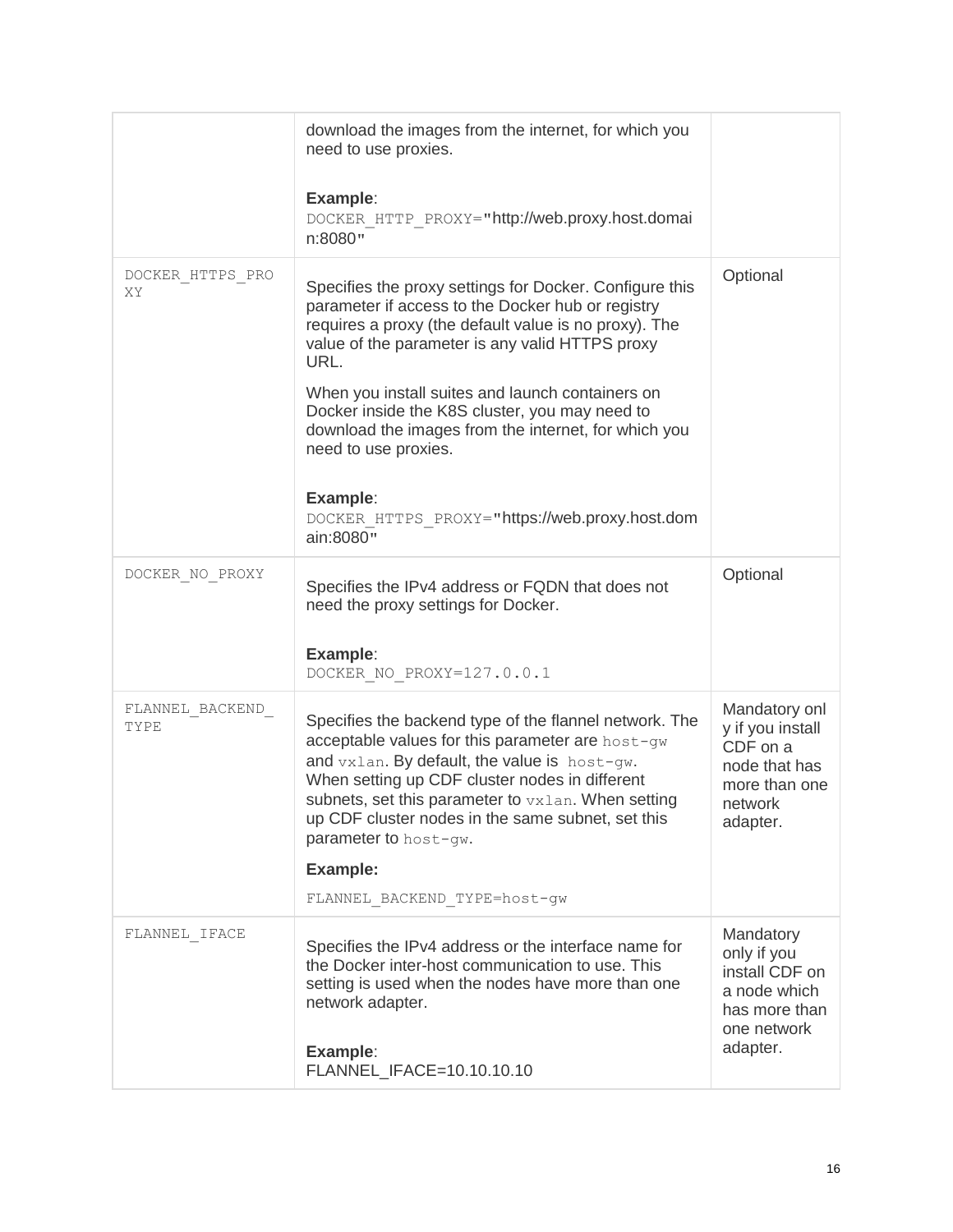| | | |
|---|---|---|
| | download the images from the internet, for which you need to use proxies.<br><br>**Example**:<br>`DOCKER_HTTP_PROXY="http://web.proxy.host.domain:8080"` | |
| `DOCKER_HTTPS_PROXY` | Specifies the proxy settings for Docker. Configure this parameter if access to the Docker hub or registry requires a proxy (the default value is no proxy). The value of the parameter is any valid HTTPS proxy URL.<br><br>When you install suites and launch containers on Docker inside the K8S cluster, you may need to download the images from the internet, for which you need to use proxies.<br><br>**Example**:<br>`DOCKER_HTTPS_PROXY="https://web.proxy.host.domain:8080"` | Optional |
| `DOCKER_NO_PROXY` | Specifies the IPv4 address or FQDN that does not need the proxy settings for Docker.<br><br>**Example**:<br>`DOCKER_NO_PROXY=127.0.0.1` | Optional |
| `FLANNEL_BACKEND_TYPE` | Specifies the backend type of the flannel network. The acceptable values for this parameter are `host-gw` and `vxlan`. By default, the value is `host-gw`. When setting up CDF cluster nodes in different subnets, set this parameter to `vxlan`. When setting up CDF cluster nodes in the same subnet, set this parameter to `host-gw`.<br><br>**Example:**<br>`FLANNEL_BACKEND_TYPE=host-gw` | Mandatory only if you install CDF on a node that has more than one network adapter. |
| `FLANNEL_IFACE` | Specifies the IPv4 address or the interface name for the Docker inter-host communication to use. This setting is used when the nodes have more than one network adapter.<br><br>**Example**:<br>FLANNEL_IFACE=10.10.10.10 | Mandatory only if you install CDF on a node which has more than one network adapter. |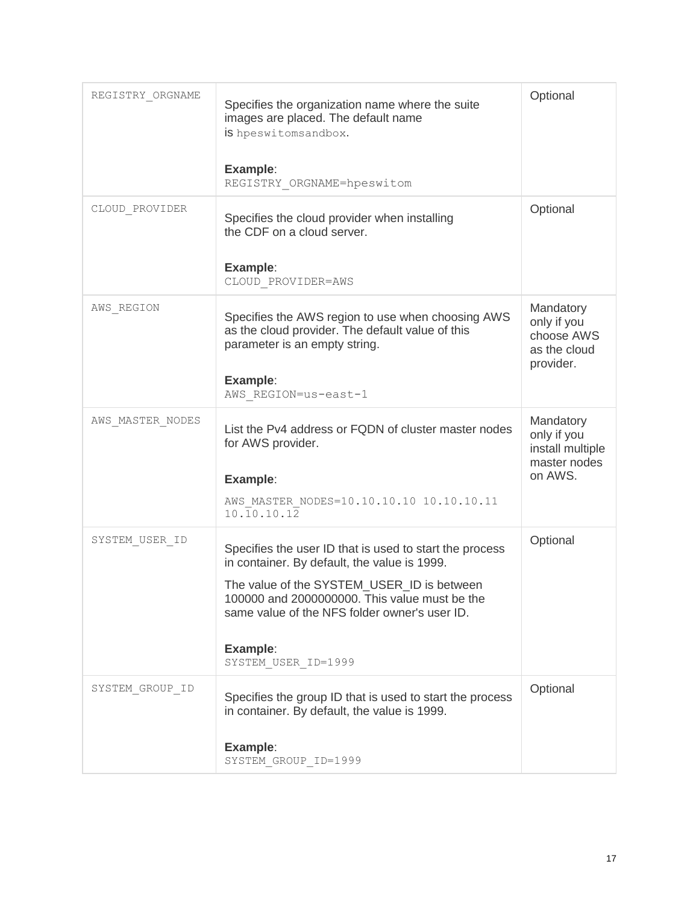| | | |
|---|---|---|
| `REGISTRY_ORGNAME` | Specifies the organization name where the suite images are placed. The default name is `hpeswitomsandbox`.<br><br>**Example**:<br>`REGISTRY_ORGNAME=hpeswitom` | Optional |
| `CLOUD_PROVIDER` | Specifies the cloud provider when installing the CDF on a cloud server.<br><br>**Example**:<br>`CLOUD_PROVIDER=AWS` | Optional |
| `AWS_REGION` | Specifies the AWS region to use when choosing AWS as the cloud provider. The default value of this parameter is an empty string.<br><br>**Example**:<br>`AWS_REGION=us-east-1` | Mandatory only if you choose AWS as the cloud provider. |
| `AWS_MASTER_NODES` | List the Pv4 address or FQDN of cluster master nodes for AWS provider.<br><br>**Example**:<br>`AWS_MASTER_NODES=10.10.10.10 10.10.10.11 10.10.10.12` | Mandatory only if you install multiple master nodes on AWS. |
| `SYSTEM_USER_ID` | Specifies the user ID that is used to start the process in container. By default, the value is 1999.<br><br>The value of the SYSTEM_USER_ID is between 100000 and 2000000000. This value must be the same value of the NFS folder owner's user ID.<br><br>**Example**:<br>`SYSTEM_USER_ID=1999` | Optional |
| `SYSTEM_GROUP_ID` | Specifies the group ID that is used to start the process in container. By default, the value is 1999.<br><br>**Example**:<br>`SYSTEM_GROUP_ID=1999` | Optional |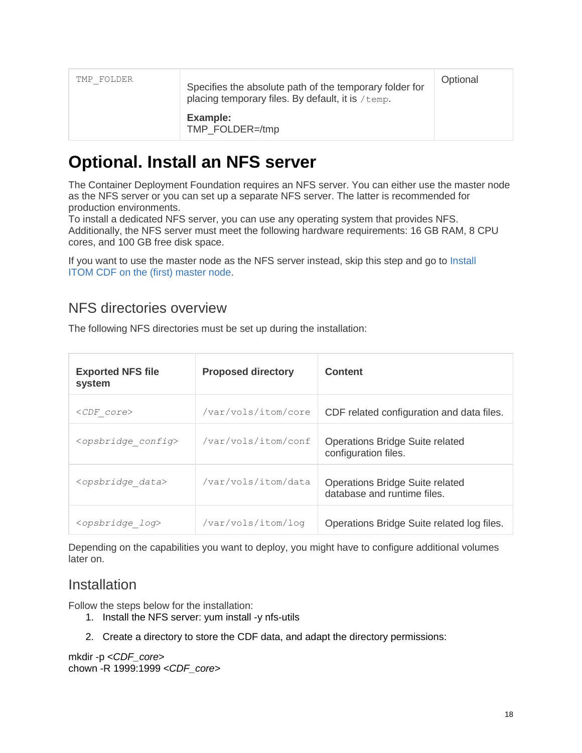| TMP_FOLDER | Specifies the absolute path of the temporary folder for placing temporary files. By default, it is `/temp`.<br><br>**Example:**<br>TMP_FOLDER=/tmp | Optional |
|---|---|---|

# Optional. Install an NFS server

The Container Deployment Foundation requires an NFS server. You can either use the master node as the NFS server or you can set up a separate NFS server. The latter is recommended for production environments.
To install a dedicated NFS server, you can use any operating system that provides NFS. Additionally, the NFS server must meet the following hardware requirements: 16 GB RAM, 8 CPU cores, and 100 GB free disk space.

If you want to use the master node as the NFS server instead, skip this step and go to Install ITOM CDF on the (first) master node.

## NFS directories overview

The following NFS directories must be set up during the installation:

| Exported NFS file system | Proposed directory | Content |
|---|---|---|
| *<CDF_core>* | `/var/vols/itom/core` | CDF related configuration and data files. |
| *<opsbridge_config>* | `/var/vols/itom/conf` | Operations Bridge Suite related configuration files. |
| *<opsbridge_data>* | `/var/vols/itom/data` | Operations Bridge Suite related database and runtime files. |
| *<opsbridge_log>* | `/var/vols/itom/log` | Operations Bridge Suite related log files. |

Depending on the capabilities you want to deploy, you might have to configure additional volumes later on.

## Installation

Follow the steps below for the installation:

1. Install the NFS server: yum install -y nfs-utils
2. Create a directory to store the CDF data, and adapt the directory permissions:

mkdir -p <*CDF_core*>
chown -R 1999:1999 <*CDF_core*>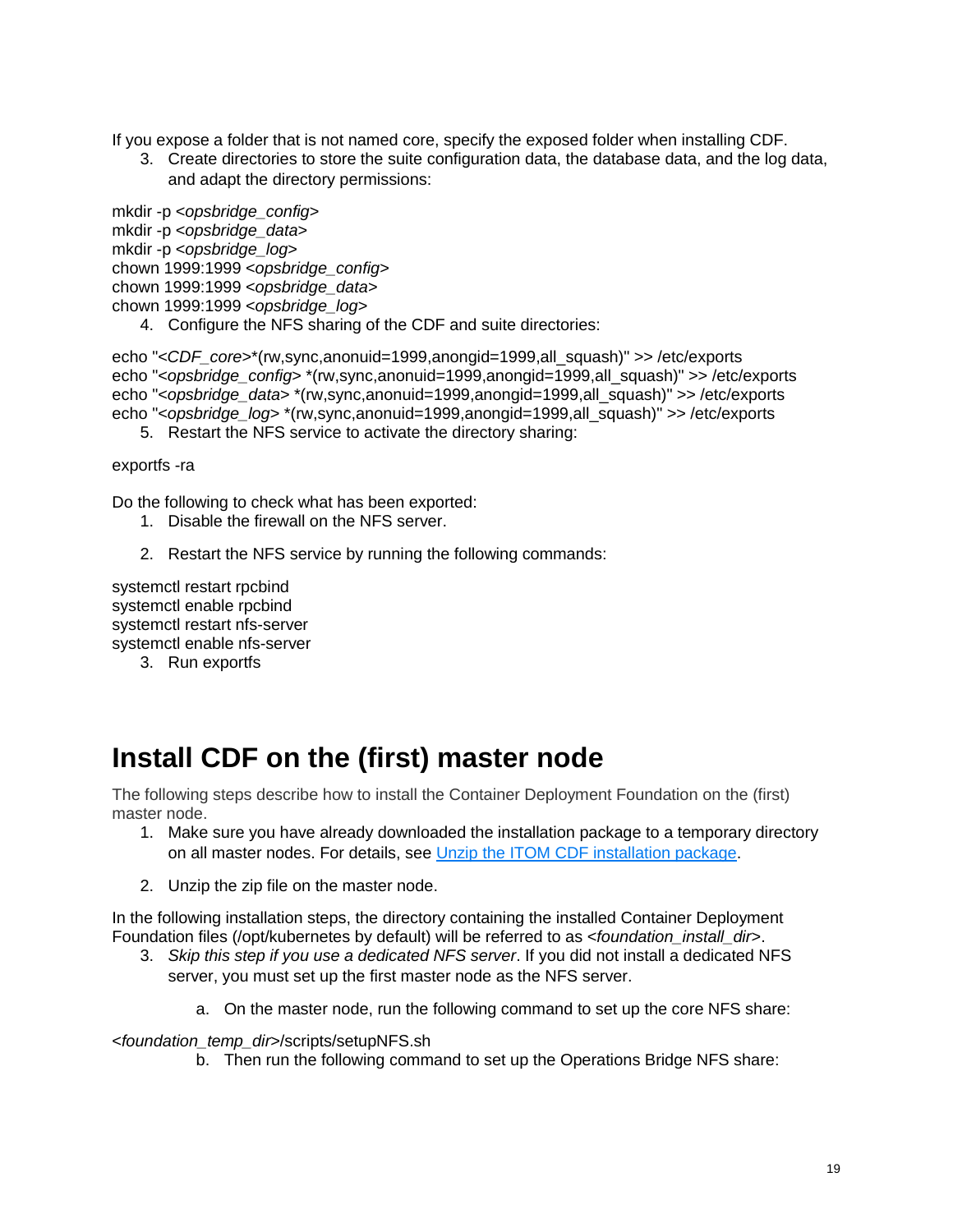If you expose a folder that is not named core, specify the exposed folder when installing CDF.

3. Create directories to store the suite configuration data, the database data, and the log data, and adapt the directory permissions:

```
mkdir -p <opsbridge_config>
mkdir -p <opsbridge_data>
mkdir -p <opsbridge_log>
chown 1999:1999 <opsbridge_config>
chown 1999:1999 <opsbridge_data>
chown 1999:1999 <opsbridge_log>
```

4. Configure the NFS sharing of the CDF and suite directories:

```
echo "<CDF_core>*(rw,sync,anonuid=1999,anongid=1999,all_squash)" >> /etc/exports
echo "<opsbridge_config> *(rw,sync,anonuid=1999,anongid=1999,all_squash)" >> /etc/exports
echo "<opsbridge_data> *(rw,sync,anonuid=1999,anongid=1999,all_squash)" >> /etc/exports
echo "<opsbridge_log> *(rw,sync,anonuid=1999,anongid=1999,all_squash)" >> /etc/exports
```

5. Restart the NFS service to activate the directory sharing:

```
exportfs -ra
```

Do the following to check what has been exported:

1. Disable the firewall on the NFS server.

2. Restart the NFS service by running the following commands:

```
systemctl restart rpcbind
systemctl enable rpcbind
systemctl restart nfs-server
systemctl enable nfs-server
```

3. Run exportfs

# Install CDF on the (first) master node

The following steps describe how to install the Container Deployment Foundation on the (first) master node.

1. Make sure you have already downloaded the installation package to a temporary directory on all master nodes. For details, see [Unzip the ITOM CDF installation package]().

2. Unzip the zip file on the master node.

In the following installation steps, the directory containing the installed Container Deployment Foundation files (/opt/kubernetes by default) will be referred to as *<foundation_install_dir>*.

3. *Skip this step if you use a dedicated NFS server*. If you did not install a dedicated NFS server, you must set up the first master node as the NFS server.

   a. On the master node, run the following command to set up the core NFS share:

```
<foundation_temp_dir>/scripts/setupNFS.sh
```

   b. Then run the following command to set up the Operations Bridge NFS share: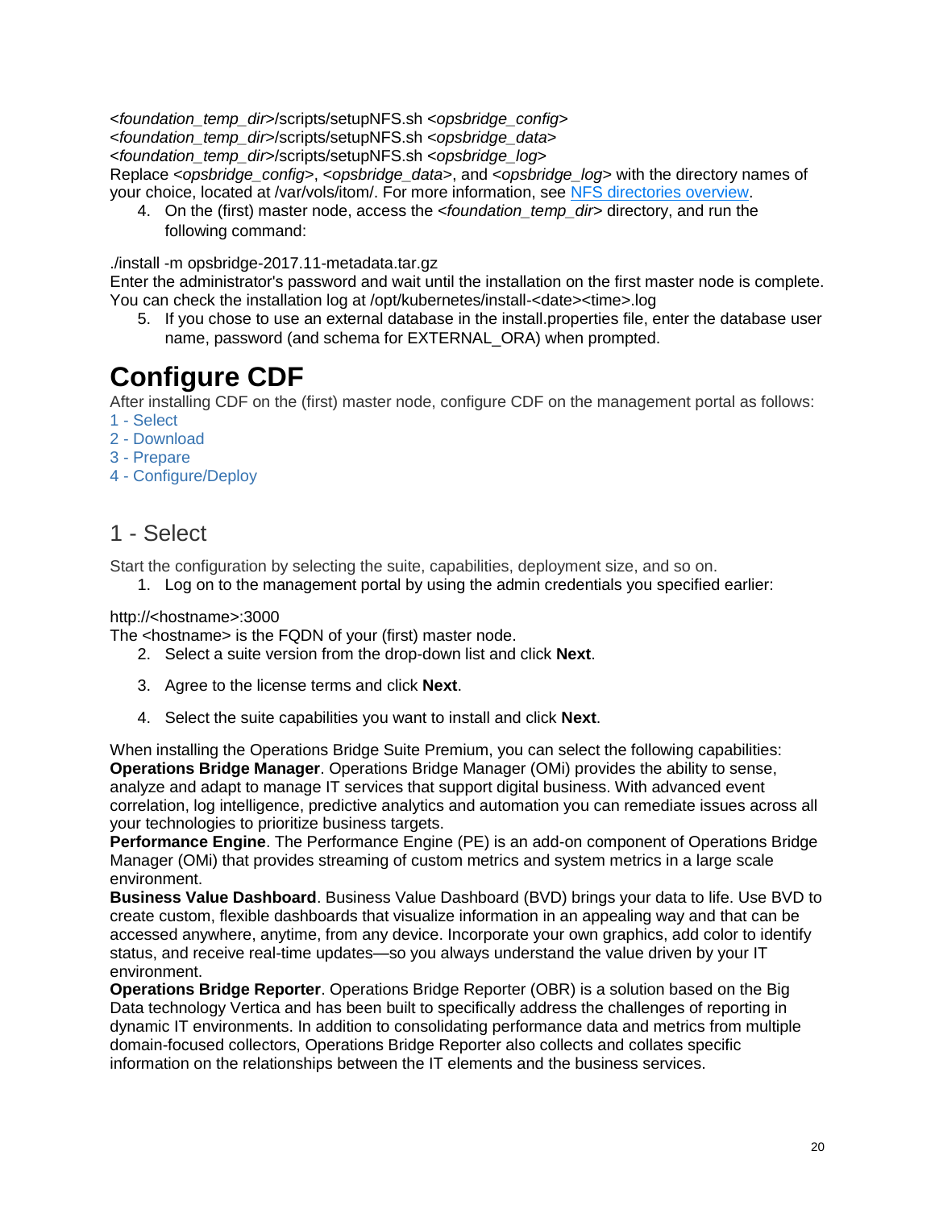<*foundation_temp_dir*>/scripts/setupNFS.sh <*opsbridge_config*>
<*foundation_temp_dir*>/scripts/setupNFS.sh <*opsbridge_data*>
<*foundation_temp_dir*>/scripts/setupNFS.sh <*opsbridge_log*>
Replace <*opsbridge_config*>, <*opsbridge_data*>, and <*opsbridge_log*> with the directory names of your choice, located at /var/vols/itom/. For more information, see [NFS directories overview].

4. On the (first) master node, access the <*foundation_temp_dir*> directory, and run the following command:

```
./install -m opsbridge-2017.11-metadata.tar.gz
```

Enter the administrator's password and wait until the installation on the first master node is complete. You can check the installation log at /opt/kubernetes/install-<date><time>.log

5. If you chose to use an external database in the install.properties file, enter the database user name, password (and schema for EXTERNAL_ORA) when prompted.

# Configure CDF

After installing CDF on the (first) master node, configure CDF on the management portal as follows:

1 - Select
2 - Download
3 - Prepare
4 - Configure/Deploy

## 1 - Select

Start the configuration by selecting the suite, capabilities, deployment size, and so on.

1. Log on to the management portal by using the admin credentials you specified earlier:

http://<hostname>:3000
The <hostname> is the FQDN of your (first) master node.

2. Select a suite version from the drop-down list and click **Next**.
3. Agree to the license terms and click **Next**.
4. Select the suite capabilities you want to install and click **Next**.

When installing the Operations Bridge Suite Premium, you can select the following capabilities:
**Operations Bridge Manager**. Operations Bridge Manager (OMi) provides the ability to sense, analyze and adapt to manage IT services that support digital business. With advanced event correlation, log intelligence, predictive analytics and automation you can remediate issues across all your technologies to prioritize business targets.
**Performance Engine**. The Performance Engine (PE) is an add-on component of Operations Bridge Manager (OMi) that provides streaming of custom metrics and system metrics in a large scale environment.
**Business Value Dashboard**. Business Value Dashboard (BVD) brings your data to life. Use BVD to create custom, flexible dashboards that visualize information in an appealing way and that can be accessed anywhere, anytime, from any device. Incorporate your own graphics, add color to identify status, and receive real-time updates—so you always understand the value driven by your IT environment.
**Operations Bridge Reporter**. Operations Bridge Reporter (OBR) is a solution based on the Big Data technology Vertica and has been built to specifically address the challenges of reporting in dynamic IT environments. In addition to consolidating performance data and metrics from multiple domain-focused collectors, Operations Bridge Reporter also collects and collates specific information on the relationships between the IT elements and the business services.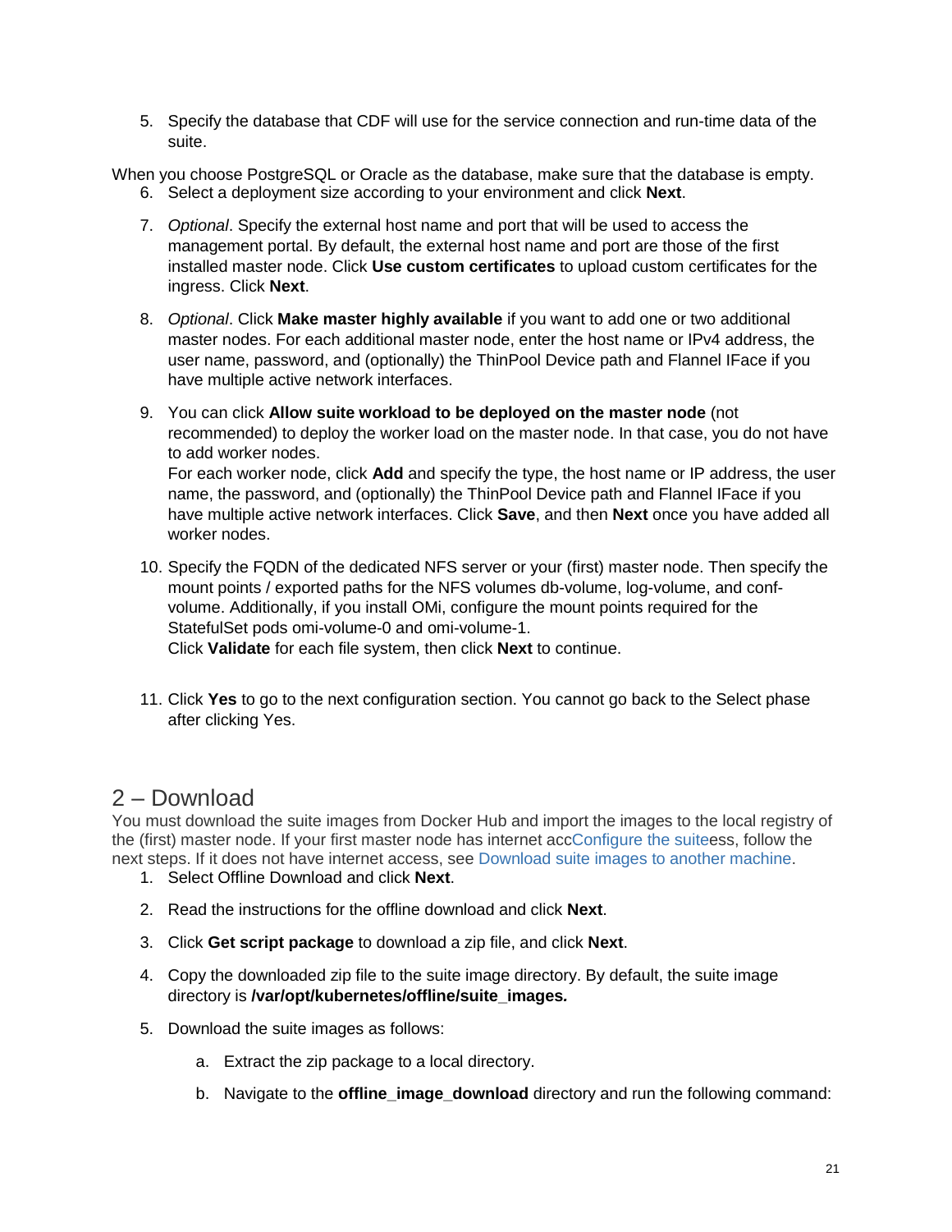5. Specify the database that CDF will use for the service connection and run-time data of the suite.

When you choose PostgreSQL or Oracle as the database, make sure that the database is empty.

6. Select a deployment size according to your environment and click **Next**.
7. *Optional*. Specify the external host name and port that will be used to access the management portal. By default, the external host name and port are those of the first installed master node. Click **Use custom certificates** to upload custom certificates for the ingress. Click **Next**.
8. *Optional*. Click **Make master highly available** if you want to add one or two additional master nodes. For each additional master node, enter the host name or IPv4 address, the user name, password, and (optionally) the ThinPool Device path and Flannel IFace if you have multiple active network interfaces.
9. You can click **Allow suite workload to be deployed on the master node** (not recommended) to deploy the worker load on the master node. In that case, you do not have to add worker nodes.
   For each worker node, click **Add** and specify the type, the host name or IP address, the user name, the password, and (optionally) the ThinPool Device path and Flannel IFace if you have multiple active network interfaces. Click **Save**, and then **Next** once you have added all worker nodes.
10. Specify the FQDN of the dedicated NFS server or your (first) master node. Then specify the mount points / exported paths for the NFS volumes db-volume, log-volume, and conf-volume. Additionally, if you install OMi, configure the mount points required for the StatefulSet pods omi-volume-0 and omi-volume-1.
    Click **Validate** for each file system, then click **Next** to continue.
11. Click **Yes** to go to the next configuration section. You cannot go back to the Select phase after clicking Yes.

## 2 – Download

You must download the suite images from Docker Hub and import the images to the local registry of the (first) master node. If your first master node has internet accConfigure the suiteess, follow the next steps. If it does not have internet access, see Download suite images to another machine.

1. Select Offline Download and click **Next**.
2. Read the instructions for the offline download and click **Next**.
3. Click **Get script package** to download a zip file, and click **Next**.
4. Copy the downloaded zip file to the suite image directory. By default, the suite image directory is **/var/opt/kubernetes/offline/suite_images.**
5. Download the suite images as follows:
   a. Extract the zip package to a local directory.
   b. Navigate to the **offline_image_download** directory and run the following command: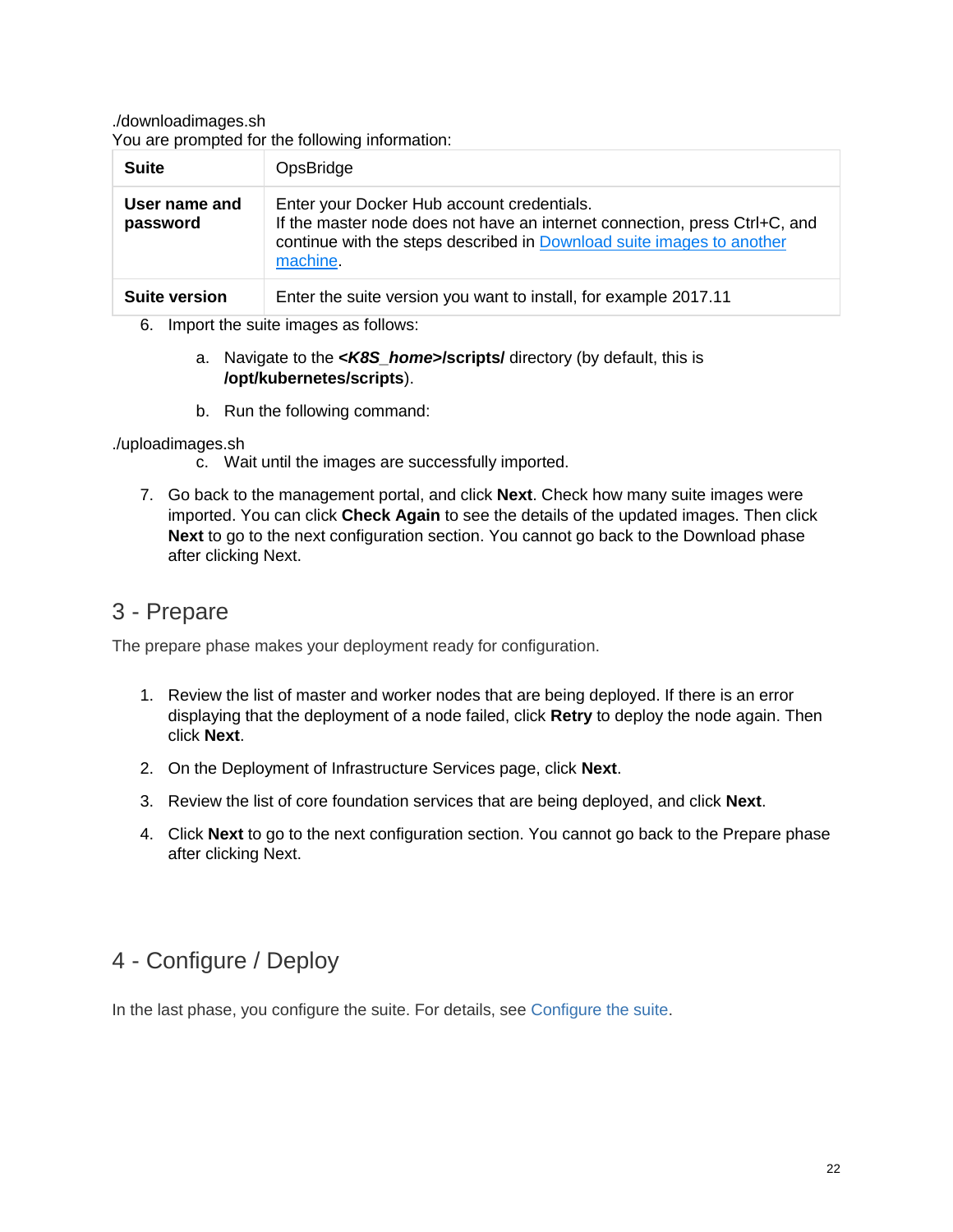```
./downloadimages.sh
```

You are prompted for the following information:

| **Suite** | OpsBridge |
|---|---|
| **User name and password** | Enter your Docker Hub account credentials.<br>If the master node does not have an internet connection, press Ctrl+C, and continue with the steps described in [Download suite images to another machine](). |
| **Suite version** | Enter the suite version you want to install, for example 2017.11 |

6. Import the suite images as follows:

    a. Navigate to the ***<K8S_home>*/scripts/** directory (by default, this is **/opt/kubernetes/scripts**).

    b. Run the following command:

```
./uploadimages.sh
```

    c. Wait until the images are successfully imported.

7. Go back to the management portal, and click **Next**. Check how many suite images were imported. You can click **Check Again** to see the details of the updated images. Then click **Next** to go to the next configuration section. You cannot go back to the Download phase after clicking Next.

## 3 - Prepare

The prepare phase makes your deployment ready for configuration.

1. Review the list of master and worker nodes that are being deployed. If there is an error displaying that the deployment of a node failed, click **Retry** to deploy the node again. Then click **Next**.
2. On the Deployment of Infrastructure Services page, click **Next**.
3. Review the list of core foundation services that are being deployed, and click **Next**.
4. Click **Next** to go to the next configuration section. You cannot go back to the Prepare phase after clicking Next.

## 4 - Configure / Deploy

In the last phase, you configure the suite. For details, see [Configure the suite]().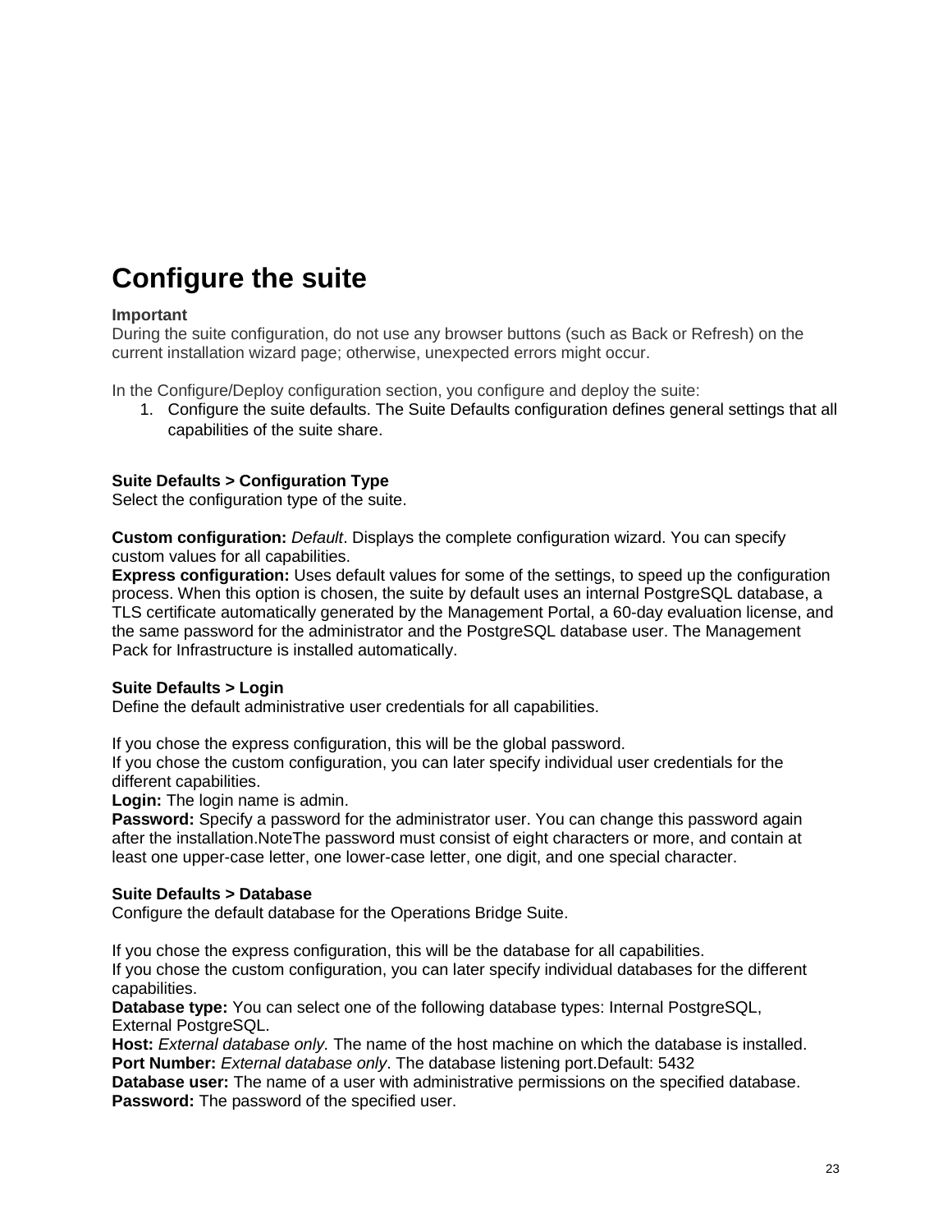# Configure the suite

**Important**
During the suite configuration, do not use any browser buttons (such as Back or Refresh) on the current installation wizard page; otherwise, unexpected errors might occur.

In the Configure/Deploy configuration section, you configure and deploy the suite:

1. Configure the suite defaults. The Suite Defaults configuration defines general settings that all capabilities of the suite share.

**Suite Defaults > Configuration Type**
Select the configuration type of the suite.

**Custom configuration:** *Default*. Displays the complete configuration wizard. You can specify custom values for all capabilities.
**Express configuration:** Uses default values for some of the settings, to speed up the configuration process. When this option is chosen, the suite by default uses an internal PostgreSQL database, a TLS certificate automatically generated by the Management Portal, a 60-day evaluation license, and the same password for the administrator and the PostgreSQL database user. The Management Pack for Infrastructure is installed automatically.

**Suite Defaults > Login**
Define the default administrative user credentials for all capabilities.

If you chose the express configuration, this will be the global password.
If you chose the custom configuration, you can later specify individual user credentials for the different capabilities.
**Login:** The login name is admin.
**Password:** Specify a password for the administrator user. You can change this password again after the installation.NoteThe password must consist of eight characters or more, and contain at least one upper-case letter, one lower-case letter, one digit, and one special character.

**Suite Defaults > Database**
Configure the default database for the Operations Bridge Suite.

If you chose the express configuration, this will be the database for all capabilities.
If you chose the custom configuration, you can later specify individual databases for the different capabilities.
**Database type:** You can select one of the following database types: Internal PostgreSQL, External PostgreSQL.
**Host:** *External database only.* The name of the host machine on which the database is installed.
**Port Number:** *External database only*. The database listening port.Default: 5432
**Database user:** The name of a user with administrative permissions on the specified database.
**Password:** The password of the specified user.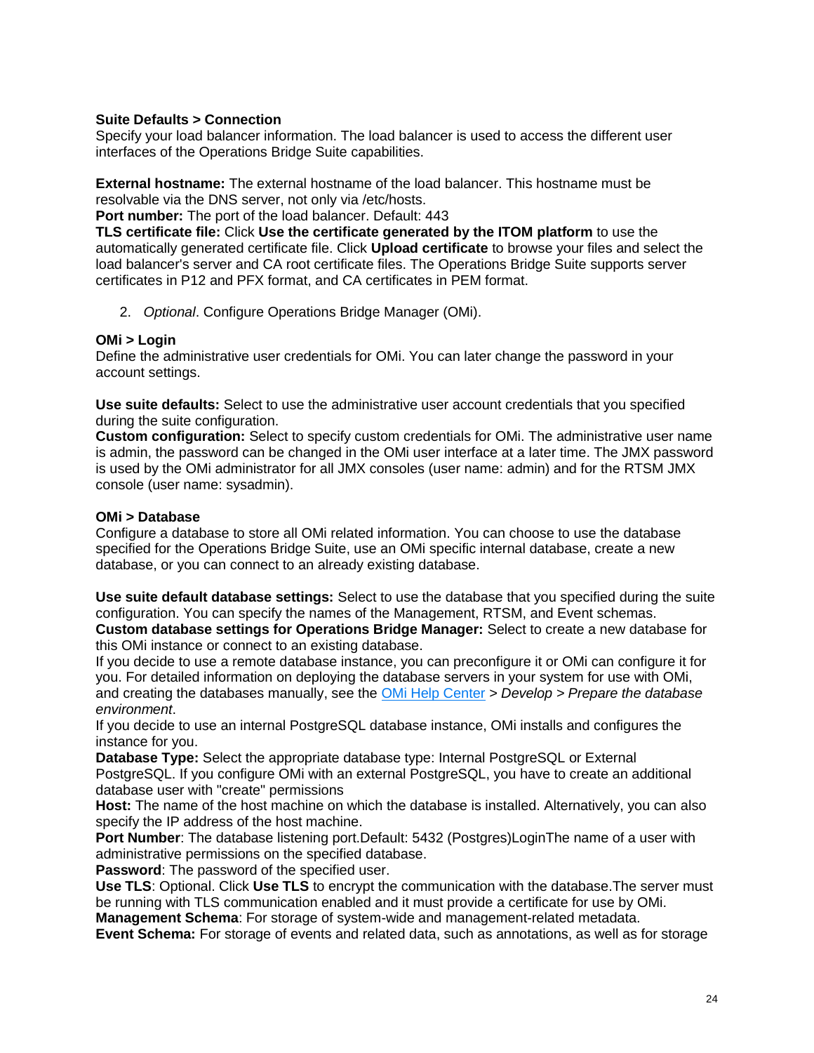**Suite Defaults > Connection**
Specify your load balancer information. The load balancer is used to access the different user interfaces of the Operations Bridge Suite capabilities.

**External hostname:** The external hostname of the load balancer. This hostname must be resolvable via the DNS server, not only via /etc/hosts.
**Port number:** The port of the load balancer. Default: 443
**TLS certificate file:** Click **Use the certificate generated by the ITOM platform** to use the automatically generated certificate file. Click **Upload certificate** to browse your files and select the load balancer's server and CA root certificate files. The Operations Bridge Suite supports server certificates in P12 and PFX format, and CA certificates in PEM format.

2. *Optional*. Configure Operations Bridge Manager (OMi).

**OMi > Login**
Define the administrative user credentials for OMi. You can later change the password in your account settings.

**Use suite defaults:** Select to use the administrative user account credentials that you specified during the suite configuration.
**Custom configuration:** Select to specify custom credentials for OMi. The administrative user name is admin, the password can be changed in the OMi user interface at a later time. The JMX password is used by the OMi administrator for all JMX consoles (user name: admin) and for the RTSM JMX console (user name: sysadmin).

**OMi > Database**
Configure a database to store all OMi related information. You can choose to use the database specified for the Operations Bridge Suite, use an OMi specific internal database, create a new database, or you can connect to an already existing database.

**Use suite default database settings:** Select to use the database that you specified during the suite configuration. You can specify the names of the Management, RTSM, and Event schemas.
**Custom database settings for Operations Bridge Manager:** Select to create a new database for this OMi instance or connect to an existing database.
If you decide to use a remote database instance, you can preconfigure it or OMi can configure it for you. For detailed information on deploying the database servers in your system for use with OMi, and creating the databases manually, see the [OMi Help Center](OMi Help Center) > *Develop* > *Prepare the database environment*.
If you decide to use an internal PostgreSQL database instance, OMi installs and configures the instance for you.
**Database Type:** Select the appropriate database type: Internal PostgreSQL or External PostgreSQL. If you configure OMi with an external PostgreSQL, you have to create an additional database user with "create" permissions
**Host:** The name of the host machine on which the database is installed. Alternatively, you can also specify the IP address of the host machine.
**Port Number**: The database listening port.Default: 5432 (Postgres)LoginThe name of a user with administrative permissions on the specified database.
**Password**: The password of the specified user.
**Use TLS**: Optional. Click **Use TLS** to encrypt the communication with the database.The server must be running with TLS communication enabled and it must provide a certificate for use by OMi.
**Management Schema**: For storage of system-wide and management-related metadata.
**Event Schema:** For storage of events and related data, such as annotations, as well as for storage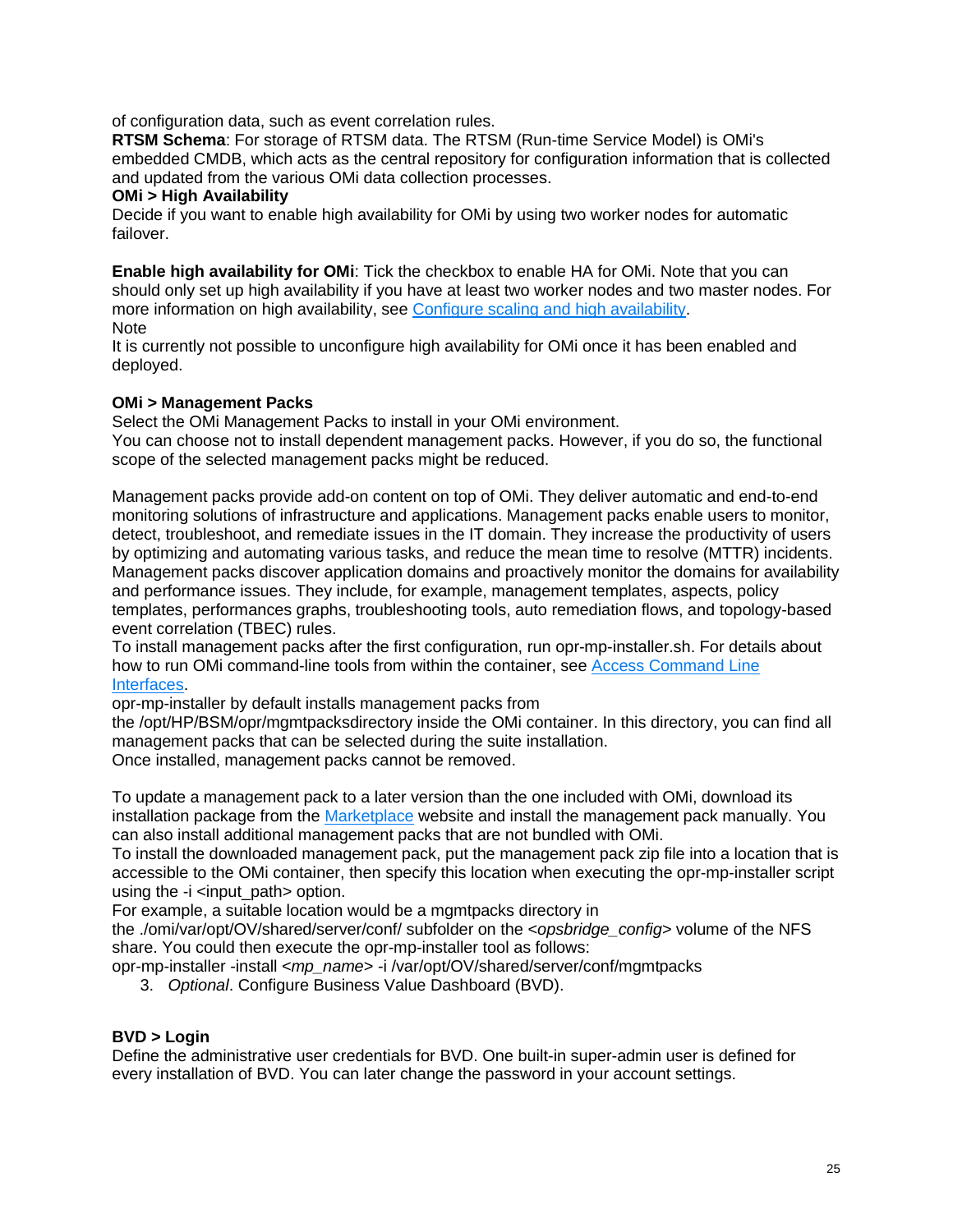of configuration data, such as event correlation rules.
**RTSM Schema**: For storage of RTSM data. The RTSM (Run-time Service Model) is OMi's embedded CMDB, which acts as the central repository for configuration information that is collected and updated from the various OMi data collection processes.

**OMi > High Availability**

Decide if you want to enable high availability for OMi by using two worker nodes for automatic failover.

**Enable high availability for OMi**: Tick the checkbox to enable HA for OMi. Note that you can should only set up high availability if you have at least two worker nodes and two master nodes. For more information on high availability, see Configure scaling and high availability.

Note

It is currently not possible to unconfigure high availability for OMi once it has been enabled and deployed.

**OMi > Management Packs**

Select the OMi Management Packs to install in your OMi environment.
You can choose not to install dependent management packs. However, if you do so, the functional scope of the selected management packs might be reduced.

Management packs provide add-on content on top of OMi. They deliver automatic and end-to-end monitoring solutions of infrastructure and applications. Management packs enable users to monitor, detect, troubleshoot, and remediate issues in the IT domain. They increase the productivity of users by optimizing and automating various tasks, and reduce the mean time to resolve (MTTR) incidents. Management packs discover application domains and proactively monitor the domains for availability and performance issues. They include, for example, management templates, aspects, policy templates, performances graphs, troubleshooting tools, auto remediation flows, and topology-based event correlation (TBEC) rules.
To install management packs after the first configuration, run opr-mp-installer.sh. For details about how to run OMi command-line tools from within the container, see Access Command Line Interfaces.
opr-mp-installer by default installs management packs from the /opt/HP/BSM/opr/mgmtpacksdirectory inside the OMi container. In this directory, you can find all management packs that can be selected during the suite installation.
Once installed, management packs cannot be removed.

To update a management pack to a later version than the one included with OMi, download its installation package from the Marketplace website and install the management pack manually. You can also install additional management packs that are not bundled with OMi.
To install the downloaded management pack, put the management pack zip file into a location that is accessible to the OMi container, then specify this location when executing the opr-mp-installer script using the -i <input_path> option.
For example, a suitable location would be a mgmtpacks directory in the ./omi/var/opt/OV/shared/server/conf/ subfolder on the <*opsbridge_config*> volume of the NFS share. You could then execute the opr-mp-installer tool as follows:
opr-mp-installer -install <*mp_name*> -i /var/opt/OV/shared/server/conf/mgmtpacks

3. *Optional*. Configure Business Value Dashboard (BVD).

**BVD > Login**

Define the administrative user credentials for BVD. One built-in super-admin user is defined for every installation of BVD. You can later change the password in your account settings.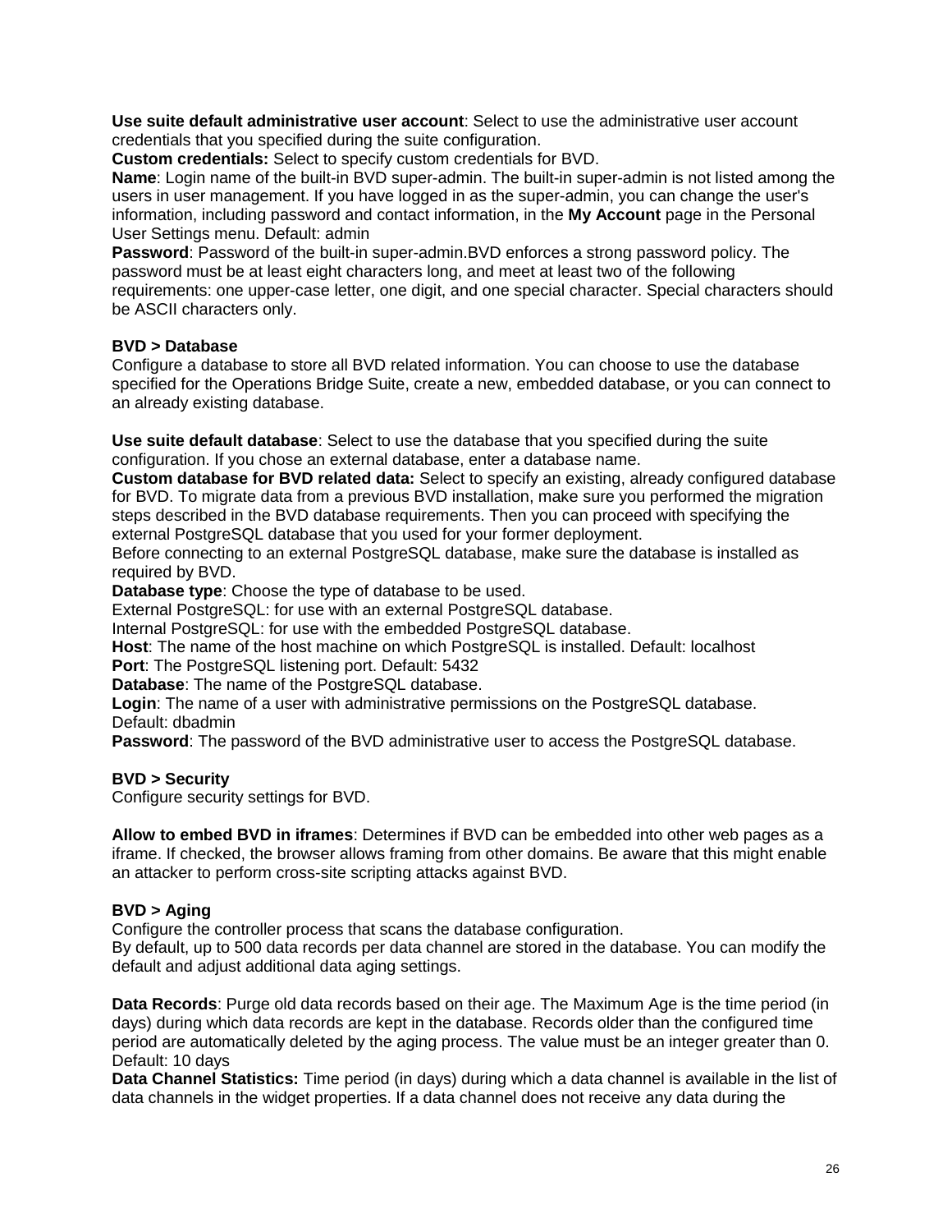**Use suite default administrative user account**: Select to use the administrative user account credentials that you specified during the suite configuration.
**Custom credentials:** Select to specify custom credentials for BVD.
**Name**: Login name of the built-in BVD super-admin. The built-in super-admin is not listed among the users in user management. If you have logged in as the super-admin, you can change the user's information, including password and contact information, in the **My Account** page in the Personal User Settings menu. Default: admin
**Password**: Password of the built-in super-admin.BVD enforces a strong password policy. The password must be at least eight characters long, and meet at least two of the following requirements: one upper-case letter, one digit, and one special character. Special characters should be ASCII characters only.

**BVD > Database**
Configure a database to store all BVD related information. You can choose to use the database specified for the Operations Bridge Suite, create a new, embedded database, or you can connect to an already existing database.

**Use suite default database**: Select to use the database that you specified during the suite configuration. If you chose an external database, enter a database name.
**Custom database for BVD related data:** Select to specify an existing, already configured database for BVD. To migrate data from a previous BVD installation, make sure you performed the migration steps described in the BVD database requirements. Then you can proceed with specifying the external PostgreSQL database that you used for your former deployment.
Before connecting to an external PostgreSQL database, make sure the database is installed as required by BVD.
**Database type**: Choose the type of database to be used.
External PostgreSQL: for use with an external PostgreSQL database.
Internal PostgreSQL: for use with the embedded PostgreSQL database.
**Host**: The name of the host machine on which PostgreSQL is installed. Default: localhost
**Port**: The PostgreSQL listening port. Default: 5432
**Database**: The name of the PostgreSQL database.
**Login**: The name of a user with administrative permissions on the PostgreSQL database. Default: dbadmin
**Password**: The password of the BVD administrative user to access the PostgreSQL database.

**BVD > Security**
Configure security settings for BVD.

**Allow to embed BVD in iframes**: Determines if BVD can be embedded into other web pages as a iframe. If checked, the browser allows framing from other domains. Be aware that this might enable an attacker to perform cross-site scripting attacks against BVD.

**BVD > Aging**
Configure the controller process that scans the database configuration.
By default, up to 500 data records per data channel are stored in the database. You can modify the default and adjust additional data aging settings.

**Data Records**: Purge old data records based on their age. The Maximum Age is the time period (in days) during which data records are kept in the database. Records older than the configured time period are automatically deleted by the aging process. The value must be an integer greater than 0. Default: 10 days
**Data Channel Statistics:** Time period (in days) during which a data channel is available in the list of data channels in the widget properties. If a data channel does not receive any data during the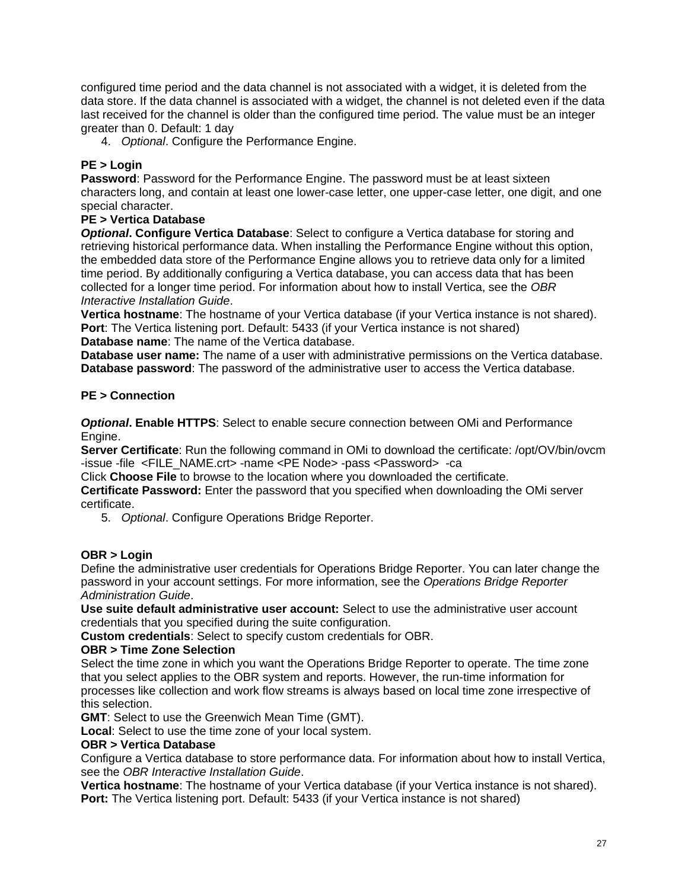configured time period and the data channel is not associated with a widget, it is deleted from the data store. If the data channel is associated with a widget, the channel is not deleted even if the data last received for the channel is older than the configured time period. The value must be an integer greater than 0. Default: 1 day

4. *Optional*. Configure the Performance Engine.

**PE > Login**

**Password**: Password for the Performance Engine. The password must be at least sixteen characters long, and contain at least one lower-case letter, one upper-case letter, one digit, and one special character.

**PE > Vertica Database**

***Optional*. Configure Vertica Database**: Select to configure a Vertica database for storing and retrieving historical performance data. When installing the Performance Engine without this option, the embedded data store of the Performance Engine allows you to retrieve data only for a limited time period. By additionally configuring a Vertica database, you can access data that has been collected for a longer time period. For information about how to install Vertica, see the *OBR Interactive Installation Guide*.

**Vertica hostname**: The hostname of your Vertica database (if your Vertica instance is not shared).
**Port**: The Vertica listening port. Default: 5433 (if your Vertica instance is not shared)
**Database name**: The name of the Vertica database.
**Database user name:** The name of a user with administrative permissions on the Vertica database.
**Database password**: The password of the administrative user to access the Vertica database.

**PE > Connection**

***Optional*. Enable HTTPS**: Select to enable secure connection between OMi and Performance Engine.

**Server Certificate**: Run the following command in OMi to download the certificate: /opt/OV/bin/ovcm -issue -file <FILE_NAME.crt> -name <PE Node> -pass <Password> -ca

Click **Choose File** to browse to the location where you downloaded the certificate.

**Certificate Password:** Enter the password that you specified when downloading the OMi server certificate.

5. *Optional*. Configure Operations Bridge Reporter.

**OBR > Login**

Define the administrative user credentials for Operations Bridge Reporter. You can later change the password in your account settings. For more information, see the *Operations Bridge Reporter Administration Guide*.

**Use suite default administrative user account:** Select to use the administrative user account credentials that you specified during the suite configuration.
**Custom credentials**: Select to specify custom credentials for OBR.

**OBR > Time Zone Selection**

Select the time zone in which you want the Operations Bridge Reporter to operate. The time zone that you select applies to the OBR system and reports. However, the run-time information for processes like collection and work flow streams is always based on local time zone irrespective of this selection.

**GMT**: Select to use the Greenwich Mean Time (GMT).
**Local**: Select to use the time zone of your local system.

**OBR > Vertica Database**

Configure a Vertica database to store performance data. For information about how to install Vertica, see the *OBR Interactive Installation Guide*.

**Vertica hostname**: The hostname of your Vertica database (if your Vertica instance is not shared).
**Port:** The Vertica listening port. Default: 5433 (if your Vertica instance is not shared)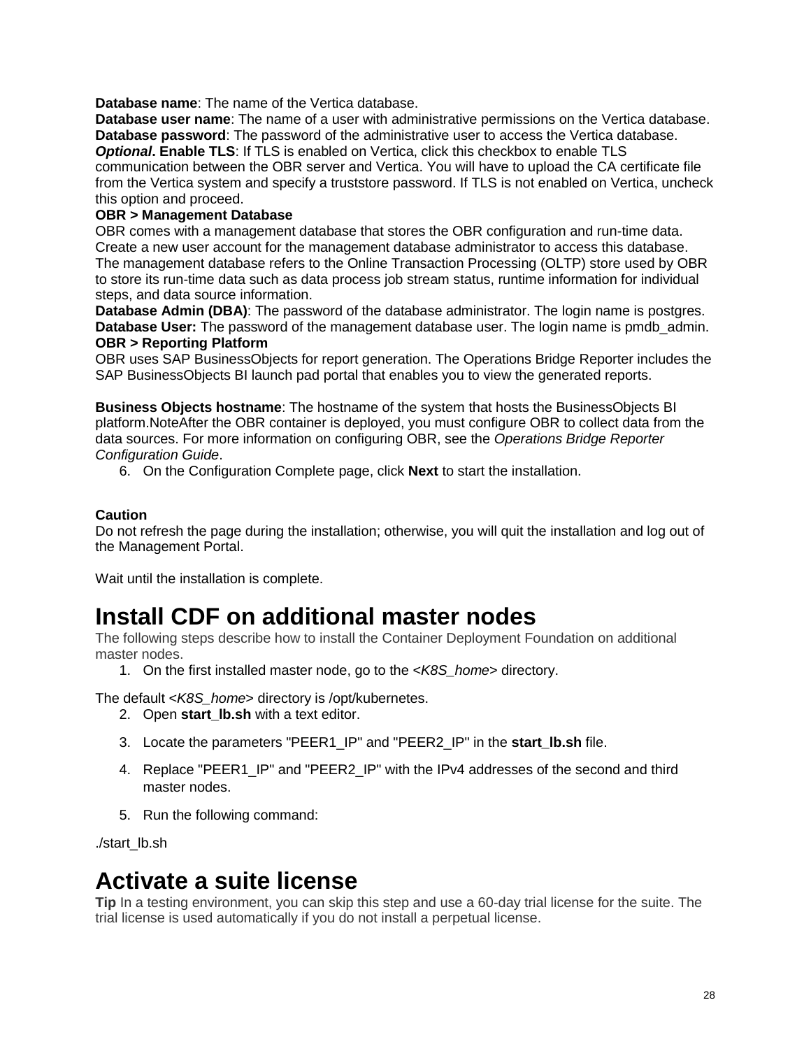**Database name**: The name of the Vertica database.
**Database user name**: The name of a user with administrative permissions on the Vertica database.
**Database password**: The password of the administrative user to access the Vertica database.
***Optional*. Enable TLS**: If TLS is enabled on Vertica, click this checkbox to enable TLS communication between the OBR server and Vertica. You will have to upload the CA certificate file from the Vertica system and specify a truststore password. If TLS is not enabled on Vertica, uncheck this option and proceed.
**OBR > Management Database**
OBR comes with a management database that stores the OBR configuration and run-time data. Create a new user account for the management database administrator to access this database. The management database refers to the Online Transaction Processing (OLTP) store used by OBR to store its run-time data such as data process job stream status, runtime information for individual steps, and data source information.
**Database Admin (DBA)**: The password of the database administrator. The login name is postgres.
**Database User:** The password of the management database user. The login name is pmdb_admin.
**OBR > Reporting Platform**
OBR uses SAP BusinessObjects for report generation. The Operations Bridge Reporter includes the SAP BusinessObjects BI launch pad portal that enables you to view the generated reports.

**Business Objects hostname**: The hostname of the system that hosts the BusinessObjects BI platform.NoteAfter the OBR container is deployed, you must configure OBR to collect data from the data sources. For more information on configuring OBR, see the *Operations Bridge Reporter Configuration Guide*.

6. On the Configuration Complete page, click **Next** to start the installation.

**Caution**
Do not refresh the page during the installation; otherwise, you will quit the installation and log out of the Management Portal.

Wait until the installation is complete.

# Install CDF on additional master nodes

The following steps describe how to install the Container Deployment Foundation on additional master nodes.

1. On the first installed master node, go to the <*K8S_home*> directory.

The default <*K8S_home*> directory is /opt/kubernetes.

2. Open **start_lb.sh** with a text editor.
3. Locate the parameters "PEER1_IP" and "PEER2_IP" in the **start_lb.sh** file.
4. Replace "PEER1_IP" and "PEER2_IP" with the IPv4 addresses of the second and third master nodes.
5. Run the following command:

```
./start_lb.sh
```

# Activate a suite license

**Tip** In a testing environment, you can skip this step and use a 60-day trial license for the suite. The trial license is used automatically if you do not install a perpetual license.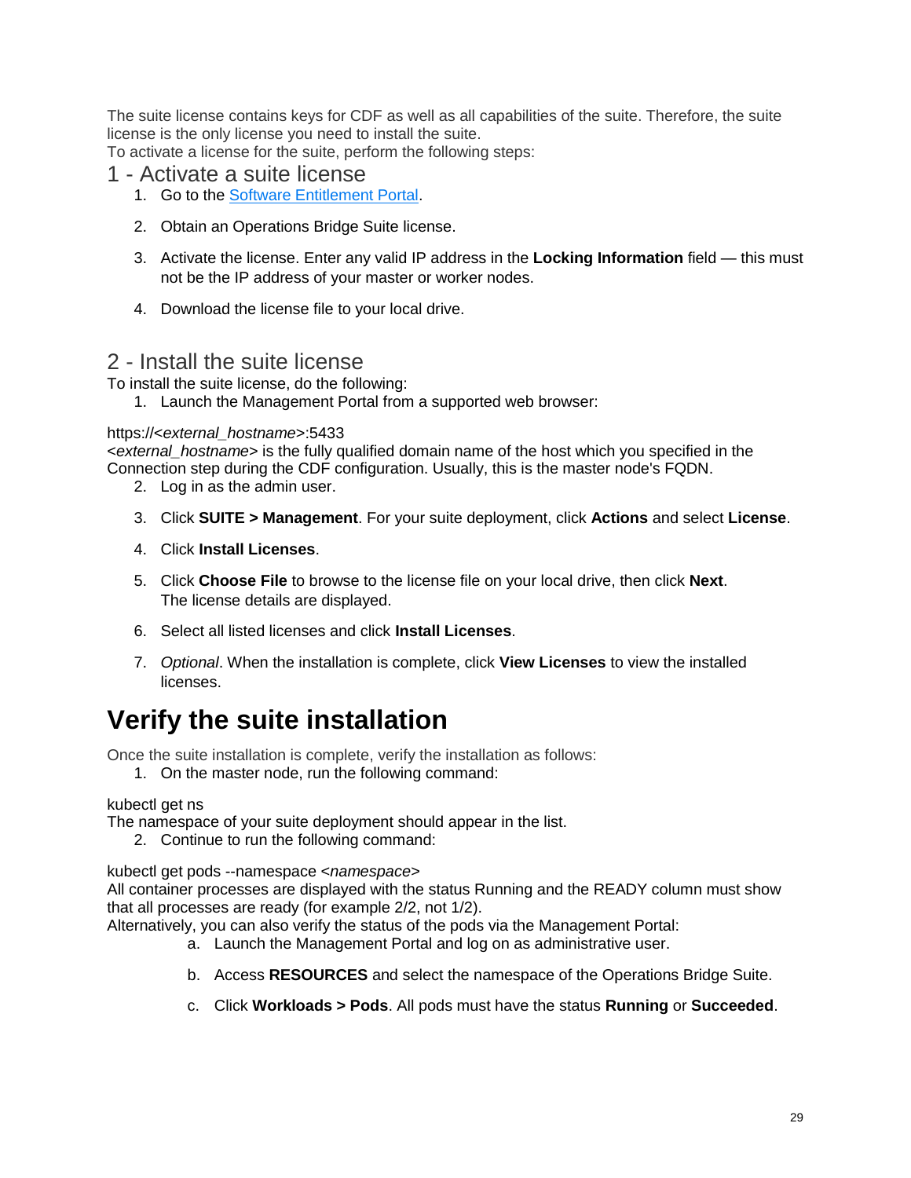The suite license contains keys for CDF as well as all capabilities of the suite. Therefore, the suite license is the only license you need to install the suite.
To activate a license for the suite, perform the following steps:

## 1 - Activate a suite license

1. Go to the [Software Entitlement Portal](#).
2. Obtain an Operations Bridge Suite license.
3. Activate the license. Enter any valid IP address in the **Locking Information** field — this must not be the IP address of your master or worker nodes.
4. Download the license file to your local drive.

## 2 - Install the suite license

To install the suite license, do the following:

1. Launch the Management Portal from a supported web browser:

```
https://<external_hostname>:5433
```

<*external_hostname*> is the fully qualified domain name of the host which you specified in the Connection step during the CDF configuration. Usually, this is the master node's FQDN.

2. Log in as the admin user.
3. Click **SUITE > Management**. For your suite deployment, click **Actions** and select **License**.
4. Click **Install Licenses**.
5. Click **Choose File** to browse to the license file on your local drive, then click **Next**.
   The license details are displayed.
6. Select all listed licenses and click **Install Licenses**.
7. *Optional*. When the installation is complete, click **View Licenses** to view the installed licenses.

# Verify the suite installation

Once the suite installation is complete, verify the installation as follows:

1. On the master node, run the following command:

```
kubectl get ns
```

The namespace of your suite deployment should appear in the list.

2. Continue to run the following command:

```
kubectl get pods --namespace <namespace>
```

All container processes are displayed with the status Running and the READY column must show that all processes are ready (for example 2/2, not 1/2).
Alternatively, you can also verify the status of the pods via the Management Portal:

   a. Launch the Management Portal and log on as administrative user.
   b. Access **RESOURCES** and select the namespace of the Operations Bridge Suite.
   c. Click **Workloads > Pods**. All pods must have the status **Running** or **Succeeded**.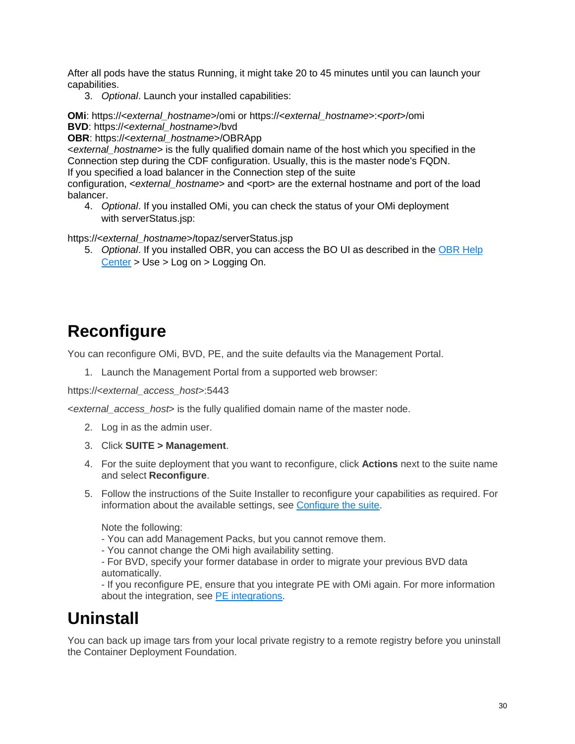After all pods have the status Running, it might take 20 to 45 minutes until you can launch your capabilities.

3. *Optional*. Launch your installed capabilities:

**OMi**: https://<*external_hostname*>/omi or https://<*external_hostname*>:<*port*>/omi
**BVD**: https://<*external_hostname*>/bvd
**OBR**: https://<*external_hostname*>/OBRApp
<*external_hostname*> is the fully qualified domain name of the host which you specified in the Connection step during the CDF configuration. Usually, this is the master node's FQDN.
If you specified a load balancer in the Connection step of the suite configuration, <*external_hostname*> and <port> are the external hostname and port of the load balancer.

4. *Optional*. If you installed OMi, you can check the status of your OMi deployment with serverStatus.jsp:

https://<*external_hostname*>/topaz/serverStatus.jsp

5. *Optional*. If you installed OBR, you can access the BO UI as described in the OBR Help Center > Use > Log on > Logging On.

# Reconfigure

You can reconfigure OMi, BVD, PE, and the suite defaults via the Management Portal.

1. Launch the Management Portal from a supported web browser:

https://<*external_access_host*>:5443

<*external_access_host*> is the fully qualified domain name of the master node.

2. Log in as the admin user.
3. Click **SUITE > Management**.
4. For the suite deployment that you want to reconfigure, click **Actions** next to the suite name and select **Reconfigure**.
5. Follow the instructions of the Suite Installer to reconfigure your capabilities as required. For information about the available settings, see Configure the suite.

   Note the following:
   - You can add Management Packs, but you cannot remove them.
   - You cannot change the OMi high availability setting.
   - For BVD, specify your former database in order to migrate your previous BVD data automatically.
   - If you reconfigure PE, ensure that you integrate PE with OMi again. For more information about the integration, see PE integrations.

# Uninstall

You can back up image tars from your local private registry to a remote registry before you uninstall the Container Deployment Foundation.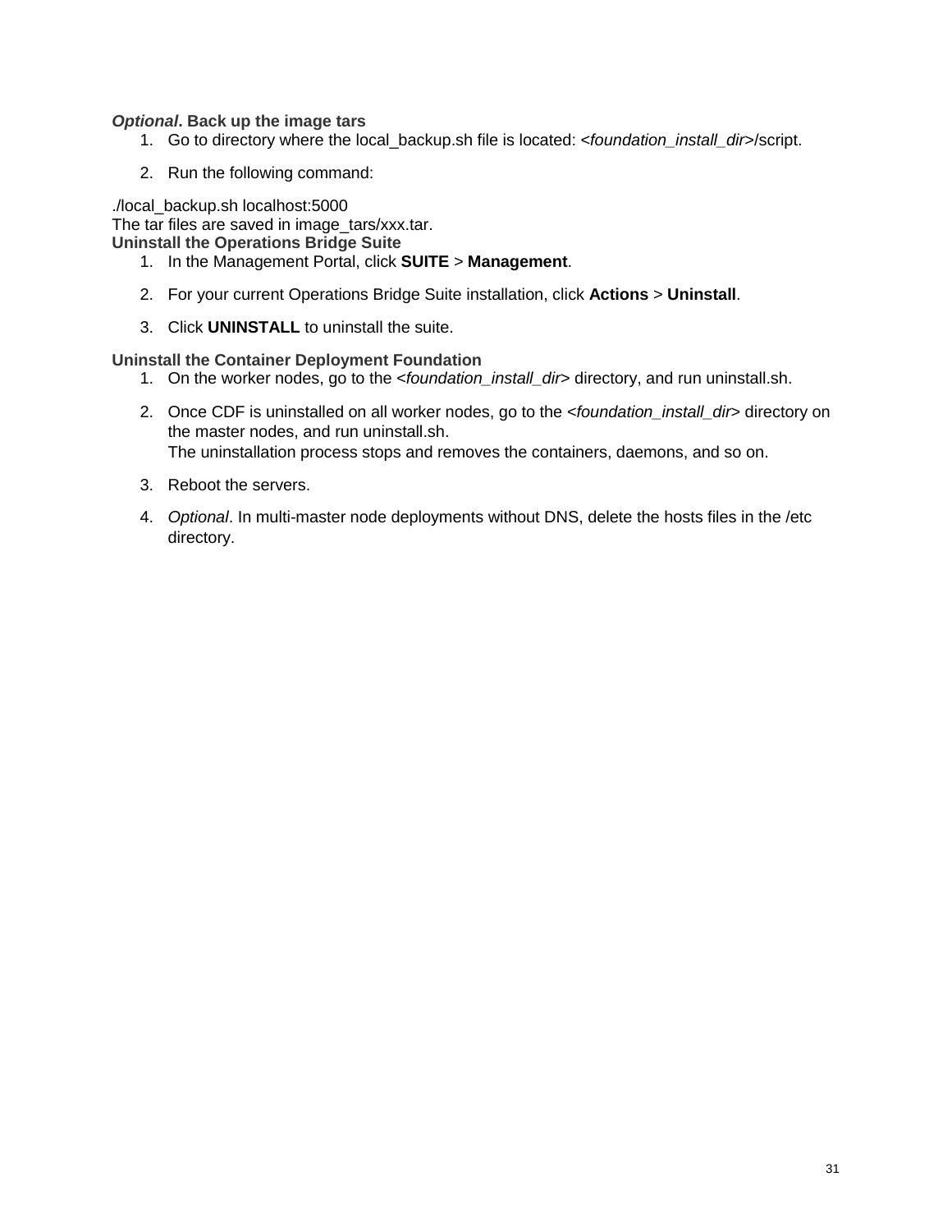***Optional*. Back up the image tars**

1. Go to directory where the local_backup.sh file is located: <*foundation_install_dir*>/script.
2. Run the following command:

./local_backup.sh localhost:5000
The tar files are saved in image_tars/xxx.tar.

**Uninstall the Operations Bridge Suite**

1. In the Management Portal, click **SUITE** > **Management**.
2. For your current Operations Bridge Suite installation, click **Actions** > **Uninstall**.
3. Click **UNINSTALL** to uninstall the suite.

**Uninstall the Container Deployment Foundation**

1. On the worker nodes, go to the <*foundation_install_dir*> directory, and run uninstall.sh.
2. Once CDF is uninstalled on all worker nodes, go to the <*foundation_install_dir*> directory on the master nodes, and run uninstall.sh.
   The uninstallation process stops and removes the containers, daemons, and so on.
3. Reboot the servers.
4. *Optional*. In multi-master node deployments without DNS, delete the hosts files in the /etc directory.